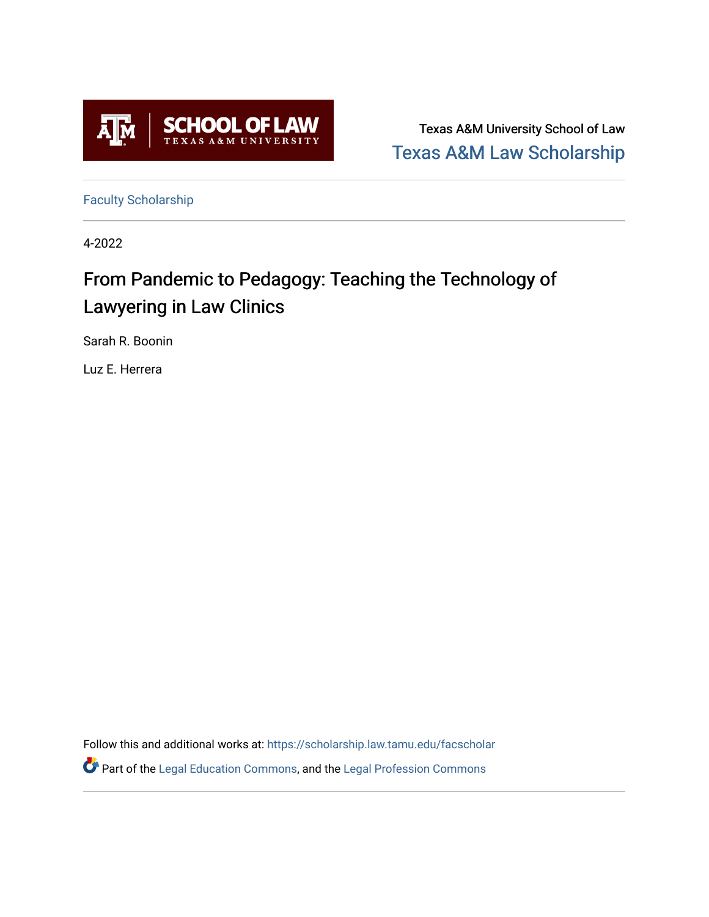Texas A&M University School of Law

Texas A&M Law Scholarship

Faculty Scholarship

4-2022

# From Pandemic to Pedagogy: Teaching the Technology of Lawyering in Law Clinics

Sarah R. Boonin

Luz E. Herrera

Follow this and additional works at: https://scholarship.law.tamu.edu/facscholar

Part of the Legal Education Commons, and the Legal Profession Commons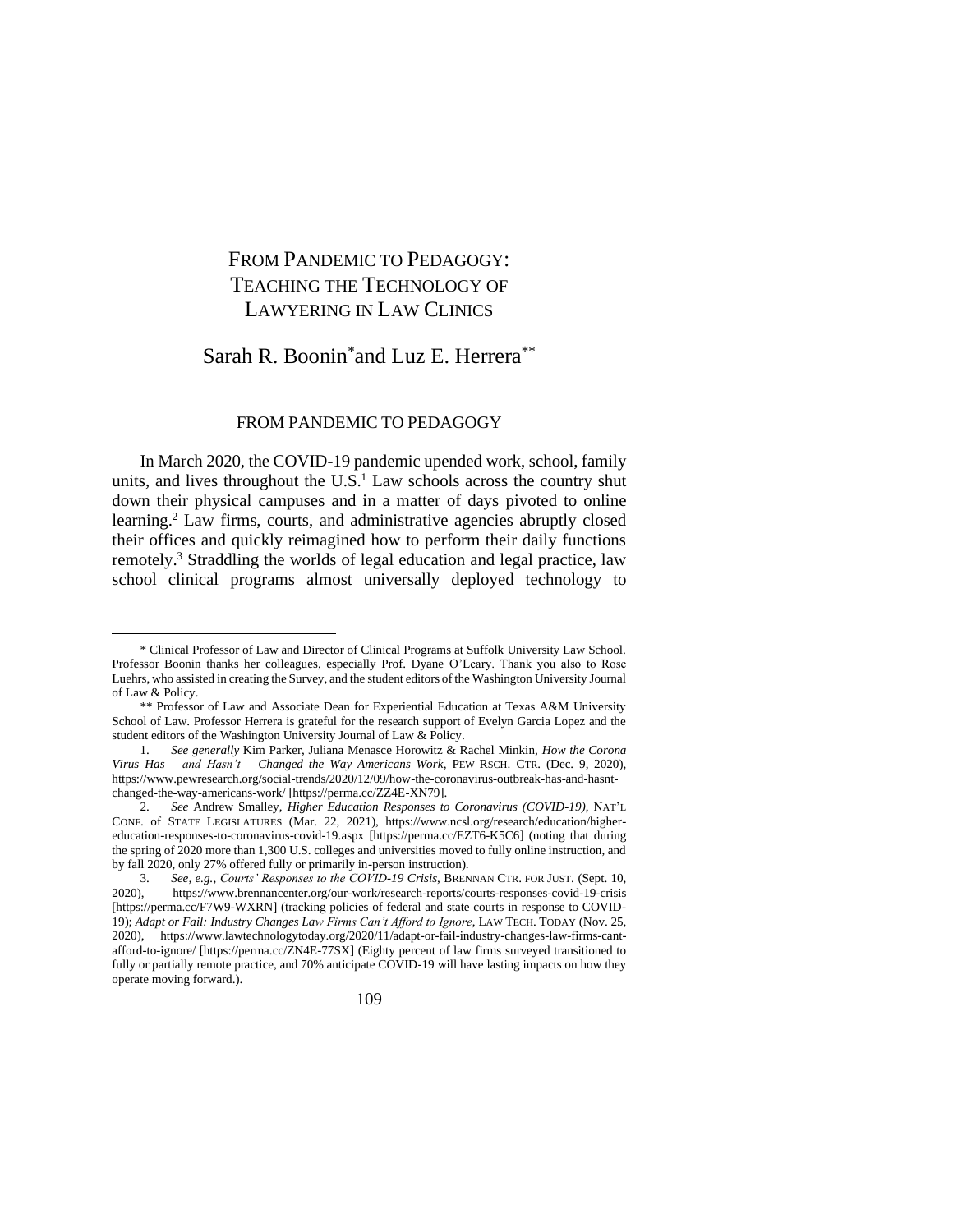# FROM PANDEMIC TO PEDAGOGY: TEACHING THE TECHNOLOGY OF LAWYERING IN LAW CLINICS

## Sarah R. Boonin* and Luz E. Herrera**

### FROM PANDEMIC TO PEDAGOGY

In March 2020, the COVID-19 pandemic upended work, school, family units, and lives throughout the U.S.[1] Law schools across the country shut down their physical campuses and in a matter of days pivoted to online learning.[2] Law firms, courts, and administrative agencies abruptly closed their offices and quickly reimagined how to perform their daily functions remotely.[3] Straddling the worlds of legal education and legal practice, law school clinical programs almost universally deployed technology to

---

\* Clinical Professor of Law and Director of Clinical Programs at Suffolk University Law School. Professor Boonin thanks her colleagues, especially Prof. Dyane O'Leary. Thank you also to Rose Luehrs, who assisted in creating the Survey, and the student editors of the Washington University Journal of Law & Policy.

\** Professor of Law and Associate Dean for Experiential Education at Texas A&M University School of Law. Professor Herrera is grateful for the research support of Evelyn Garcia Lopez and the student editors of the Washington University Journal of Law & Policy.

1. *See generally* Kim Parker, Juliana Menasce Horowitz & Rachel Minkin, *How the Corona Virus Has – and Hasn't – Changed the Way Americans Work*, PEW RSCH. CTR. (Dec. 9, 2020), https://www.pewresearch.org/social-trends/2020/12/09/how-the-coronavirus-outbreak-has-and-hasnt-changed-the-way-americans-work/ [https://perma.cc/ZZ4E-XN79].

2. *See* Andrew Smalley, *Higher Education Responses to Coronavirus (COVID-19)*, NAT'L CONF. of STATE LEGISLATURES (Mar. 22, 2021), https://www.ncsl.org/research/education/higher-education-responses-to-coronavirus-covid-19.aspx [https://perma.cc/EZT6-K5C6] (noting that during the spring of 2020 more than 1,300 U.S. colleges and universities moved to fully online instruction, and by fall 2020, only 27% offered fully or primarily in-person instruction).

3. *See, e.g.*, *Courts' Responses to the COVID-19 Crisis*, BRENNAN CTR. FOR JUST. (Sept. 10, 2020), https://www.brennancenter.org/our-work/research-reports/courts-responses-covid-19-crisis [https://perma.cc/F7W9-WXRN] (tracking policies of federal and state courts in response to COVID-19); *Adapt or Fail: Industry Changes Law Firms Can't Afford to Ignore*, LAW TECH. TODAY (Nov. 25, 2020), https://www.lawtechnologytoday.org/2020/11/adapt-or-fail-industry-changes-law-firms-cant-afford-to-ignore/ [https://perma.cc/ZN4E-77SX] (Eighty percent of law firms surveyed transitioned to fully or partially remote practice, and 70% anticipate COVID-19 will have lasting impacts on how they operate moving forward.).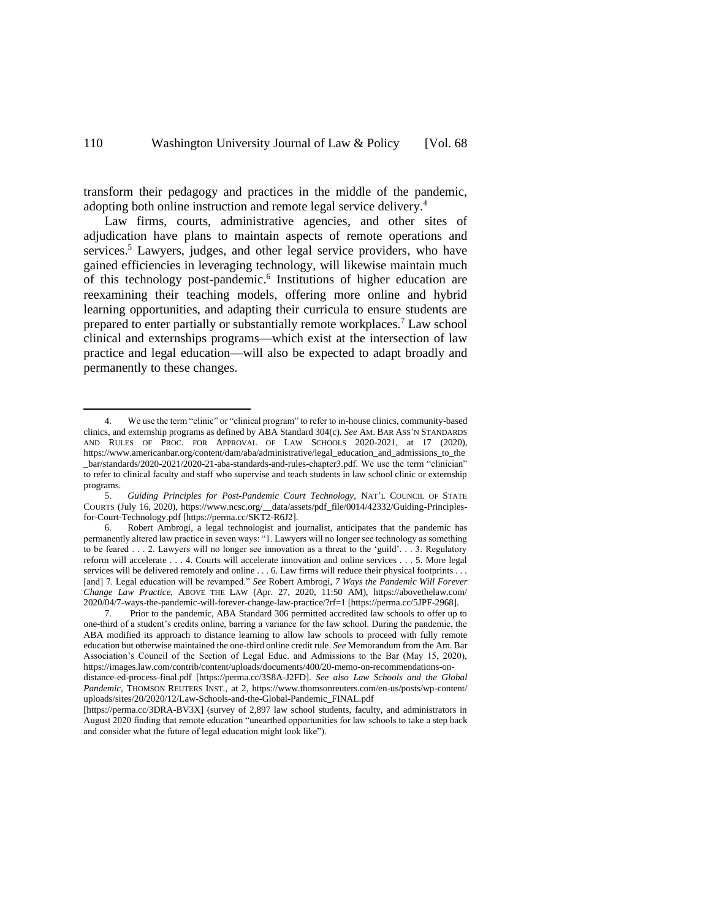transform their pedagogy and practices in the middle of the pandemic, adopting both online instruction and remote legal service delivery.[4]

Law firms, courts, administrative agencies, and other sites of adjudication have plans to maintain aspects of remote operations and services.[5] Lawyers, judges, and other legal service providers, who have gained efficiencies in leveraging technology, will likewise maintain much of this technology post-pandemic.[6] Institutions of higher education are reexamining their teaching models, offering more online and hybrid learning opportunities, and adapting their curricula to ensure students are prepared to enter partially or substantially remote workplaces.[7] Law school clinical and externships programs—which exist at the intersection of law practice and legal education—will also be expected to adapt broadly and permanently to these changes.

---

4. We use the term "clinic" or "clinical program" to refer to in-house clinics, community-based clinics, and externship programs as defined by ABA Standard 304(c). *See* AM. BAR ASS'N STANDARDS AND RULES OF PROC. FOR APPROVAL OF LAW SCHOOLS 2020-2021, at 17 (2020), https://www.americanbar.org/content/dam/aba/administrative/legal_education_and_admissions_to_the_bar/standards/2020-2021/2020-21-aba-standards-and-rules-chapter3.pdf. We use the term "clinician" to refer to clinical faculty and staff who supervise and teach students in law school clinic or externship programs.

5. *Guiding Principles for Post-Pandemic Court Technology*, NAT'L COUNCIL OF STATE COURTS (July 16, 2020), https://www.ncsc.org/__data/assets/pdf_file/0014/42332/Guiding-Principles-for-Court-Technology.pdf [https://perma.cc/SKT2-R6J2].

6. Robert Ambrogi, a legal technologist and journalist, anticipates that the pandemic has permanently altered law practice in seven ways: "1. Lawyers will no longer see technology as something to be feared . . . 2. Lawyers will no longer see innovation as a threat to the 'guild'. . . 3. Regulatory reform will accelerate . . . 4. Courts will accelerate innovation and online services . . . 5. More legal services will be delivered remotely and online . . . 6. Law firms will reduce their physical footprints . . . [and] 7. Legal education will be revamped." *See* Robert Ambrogi, *7 Ways the Pandemic Will Forever Change Law Practice*, ABOVE THE LAW (Apr. 27, 2020, 11:50 AM), https://abovethelaw.com/2020/04/7-ways-the-pandemic-will-forever-change-law-practice/?rf=1 [https://perma.cc/5JPF-2968].

7. Prior to the pandemic, ABA Standard 306 permitted accredited law schools to offer up to one-third of a student's credits online, barring a variance for the law school. During the pandemic, the ABA modified its approach to distance learning to allow law schools to proceed with fully remote education but otherwise maintained the one-third online credit rule. *See* Memorandum from the Am. Bar Association's Council of the Section of Legal Educ. and Admissions to the Bar (May 15, 2020), https://images.law.com/contrib/content/uploads/documents/400/20-memo-on-recommendations-on-distance-ed-process-final.pdf [https://perma.cc/3S8A-J2FD]. *See also Law Schools and the Global Pandemic*, THOMSON REUTERS INST., at 2, https://www.thomsonreuters.com/en-us/posts/wp-content/uploads/sites/20/2020/12/Law-Schools-and-the-Global-Pandemic_FINAL.pdf [https://perma.cc/3DRA-BV3X] (survey of 2,897 law school students, faculty, and administrators in August 2020 finding that remote education "unearthed opportunities for law schools to take a step back and consider what the future of legal education might look like").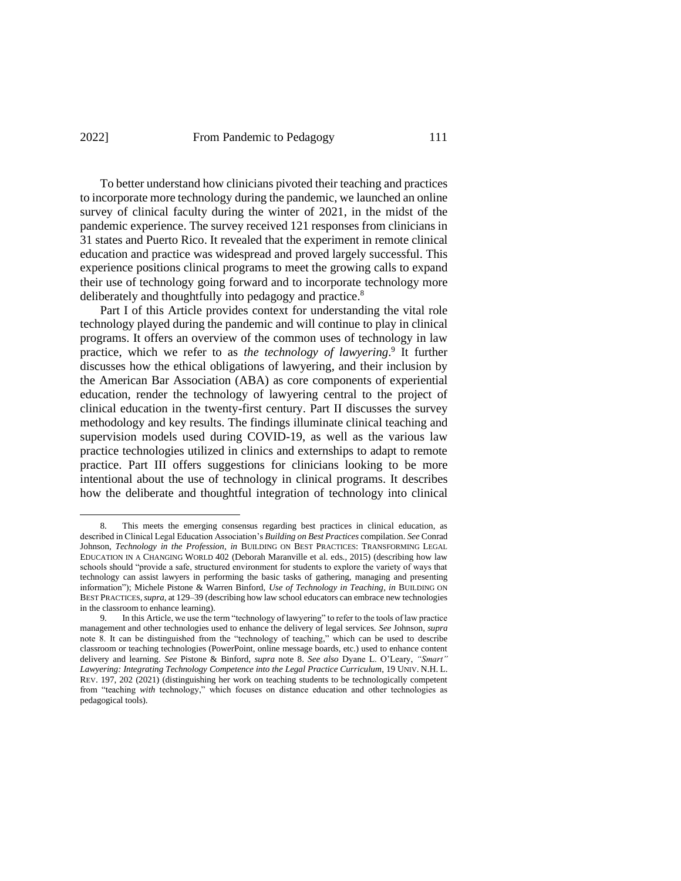To better understand how clinicians pivoted their teaching and practices to incorporate more technology during the pandemic, we launched an online survey of clinical faculty during the winter of 2021, in the midst of the pandemic experience. The survey received 121 responses from clinicians in 31 states and Puerto Rico. It revealed that the experiment in remote clinical education and practice was widespread and proved largely successful. This experience positions clinical programs to meet the growing calls to expand their use of technology going forward and to incorporate technology more deliberately and thoughtfully into pedagogy and practice.[8]

Part I of this Article provides context for understanding the vital role technology played during the pandemic and will continue to play in clinical programs. It offers an overview of the common uses of technology in law practice, which we refer to as *the technology of lawyering*.[9] It further discusses how the ethical obligations of lawyering, and their inclusion by the American Bar Association (ABA) as core components of experiential education, render the technology of lawyering central to the project of clinical education in the twenty-first century. Part II discusses the survey methodology and key results. The findings illuminate clinical teaching and supervision models used during COVID-19, as well as the various law practice technologies utilized in clinics and externships to adapt to remote practice. Part III offers suggestions for clinicians looking to be more intentional about the use of technology in clinical programs. It describes how the deliberate and thoughtful integration of technology into clinical

---

8. This meets the emerging consensus regarding best practices in clinical education, as described in Clinical Legal Education Association's *Building on Best Practices* compilation. *See* Conrad Johnson, *Technology in the Profession*, *in* BUILDING ON BEST PRACTICES: TRANSFORMING LEGAL EDUCATION IN A CHANGING WORLD 402 (Deborah Maranville et al. eds., 2015) (describing how law schools should "provide a safe, structured environment for students to explore the variety of ways that technology can assist lawyers in performing the basic tasks of gathering, managing and presenting information"); Michele Pistone & Warren Binford, *Use of Technology in Teaching*, *in* BUILDING ON BEST PRACTICES, *supra*, at 129–39 (describing how law school educators can embrace new technologies in the classroom to enhance learning).

9. In this Article, we use the term "technology of lawyering" to refer to the tools of law practice management and other technologies used to enhance the delivery of legal services. *See* Johnson, *supra* note 8. It can be distinguished from the "technology of teaching," which can be used to describe classroom or teaching technologies (PowerPoint, online message boards, etc.) used to enhance content delivery and learning. *See* Pistone & Binford, *supra* note 8. *See also* Dyane L. O'Leary, *"Smart" Lawyering: Integrating Technology Competence into the Legal Practice Curriculum*, 19 UNIV. N.H. L. REV. 197, 202 (2021) (distinguishing her work on teaching students to be technologically competent from "teaching *with* technology," which focuses on distance education and other technologies as pedagogical tools).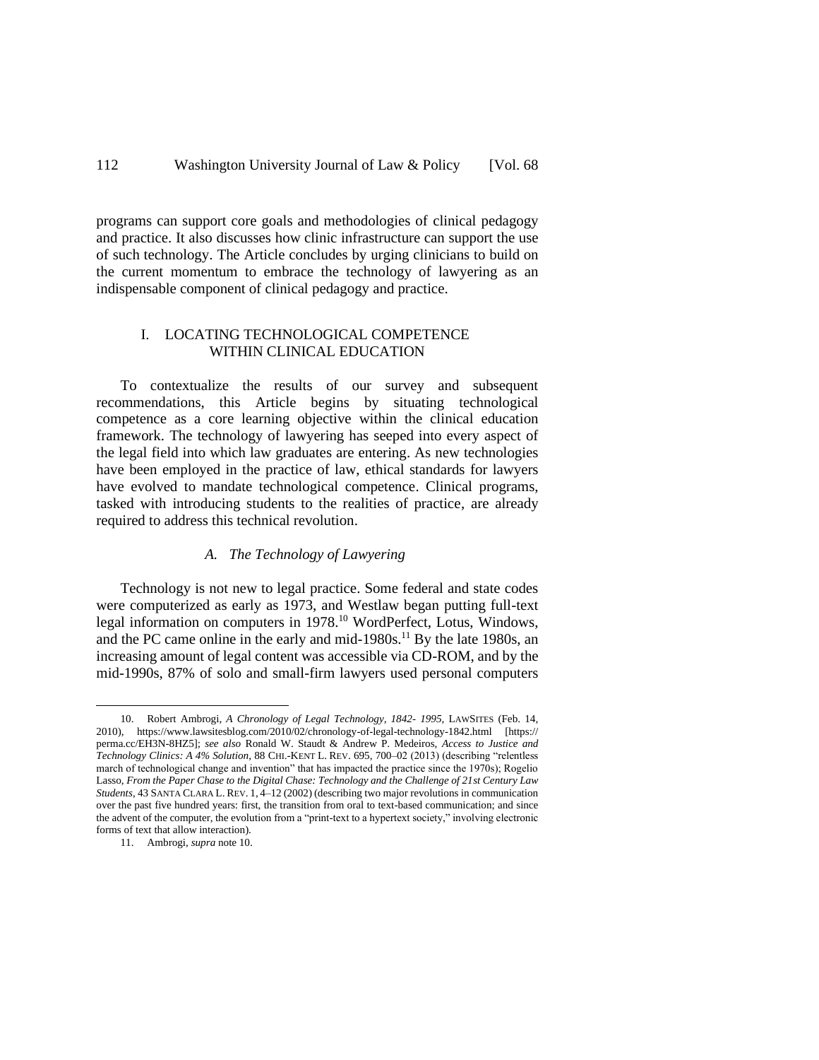programs can support core goals and methodologies of clinical pedagogy and practice. It also discusses how clinic infrastructure can support the use of such technology. The Article concludes by urging clinicians to build on the current momentum to embrace the technology of lawyering as an indispensable component of clinical pedagogy and practice.

## I. LOCATING TECHNOLOGICAL COMPETENCE WITHIN CLINICAL EDUCATION

To contextualize the results of our survey and subsequent recommendations, this Article begins by situating technological competence as a core learning objective within the clinical education framework. The technology of lawyering has seeped into every aspect of the legal field into which law graduates are entering. As new technologies have been employed in the practice of law, ethical standards for lawyers have evolved to mandate technological competence. Clinical programs, tasked with introducing students to the realities of practice, are already required to address this technical revolution.

### *A. The Technology of Lawyering*

Technology is not new to legal practice. Some federal and state codes were computerized as early as 1973, and Westlaw began putting full-text legal information on computers in 1978.[10] WordPerfect, Lotus, Windows, and the PC came online in the early and mid-1980s.[11] By the late 1980s, an increasing amount of legal content was accessible via CD-ROM, and by the mid-1990s, 87% of solo and small-firm lawyers used personal computers

---

10. Robert Ambrogi, *A Chronology of Legal Technology, 1842- 1995*, LAWSITES (Feb. 14, 2010), https://www.lawsitesblog.com/2010/02/chronology-of-legal-technology-1842.html [https://perma.cc/EH3N-8HZ5]; *see also* Ronald W. Staudt & Andrew P. Medeiros, *Access to Justice and Technology Clinics: A 4% Solution*, 88 CHI.-KENT L. REV. 695, 700–02 (2013) (describing "relentless march of technological change and invention" that has impacted the practice since the 1970s); Rogelio Lasso, *From the Paper Chase to the Digital Chase: Technology and the Challenge of 21st Century Law Students*, 43 SANTA CLARA L. REV. 1, 4–12 (2002) (describing two major revolutions in communication over the past five hundred years: first, the transition from oral to text-based communication; and since the advent of the computer, the evolution from a "print-text to a hypertext society," involving electronic forms of text that allow interaction).

11. Ambrogi, *supra* note 10.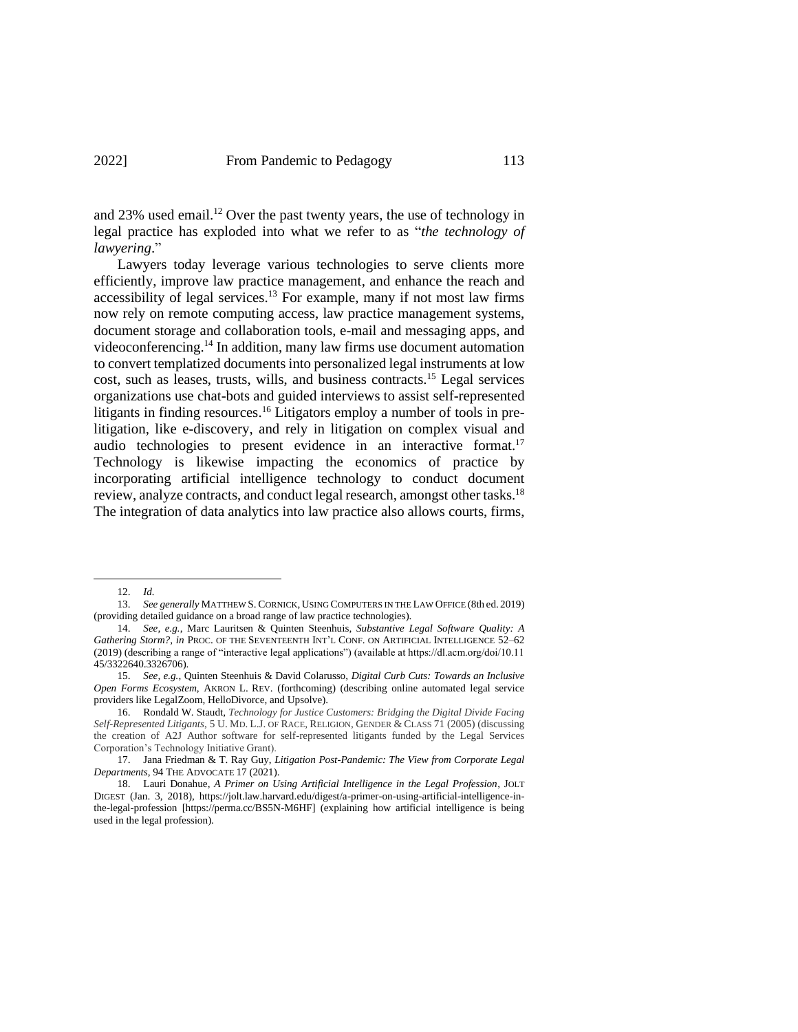and 23% used email.[12] Over the past twenty years, the use of technology in legal practice has exploded into what we refer to as "*the technology of lawyering*."

Lawyers today leverage various technologies to serve clients more efficiently, improve law practice management, and enhance the reach and accessibility of legal services.[13] For example, many if not most law firms now rely on remote computing access, law practice management systems, document storage and collaboration tools, e-mail and messaging apps, and videoconferencing.[14] In addition, many law firms use document automation to convert templatized documents into personalized legal instruments at low cost, such as leases, trusts, wills, and business contracts.[15] Legal services organizations use chat-bots and guided interviews to assist self-represented litigants in finding resources.[16] Litigators employ a number of tools in pre-litigation, like e-discovery, and rely in litigation on complex visual and audio technologies to present evidence in an interactive format.[17] Technology is likewise impacting the economics of practice by incorporating artificial intelligence technology to conduct document review, analyze contracts, and conduct legal research, amongst other tasks.[18] The integration of data analytics into law practice also allows courts, firms,

---

12. *Id.*

13. *See generally* MATTHEW S. CORNICK, USING COMPUTERS IN THE LAW OFFICE (8th ed. 2019) (providing detailed guidance on a broad range of law practice technologies).

14. *See, e.g.*, Marc Lauritsen & Quinten Steenhuis, *Substantive Legal Software Quality: A Gathering Storm?*, *in* PROC. OF THE SEVENTEENTH INT'L CONF. ON ARTIFICIAL INTELLIGENCE 52–62 (2019) (describing a range of "interactive legal applications") (available at https://dl.acm.org/doi/10.1145/3322640.3326706).

15. *See, e.g.*, Quinten Steenhuis & David Colarusso, *Digital Curb Cuts: Towards an Inclusive Open Forms Ecosystem*, AKRON L. REV. (forthcoming) (describing online automated legal service providers like LegalZoom, HelloDivorce, and Upsolve).

16. Rondald W. Staudt, *Technology for Justice Customers: Bridging the Digital Divide Facing Self-Represented Litigants*, 5 U. MD. L.J. OF RACE, RELIGION, GENDER & CLASS 71 (2005) (discussing the creation of A2J Author software for self-represented litigants funded by the Legal Services Corporation's Technology Initiative Grant).

17. Jana Friedman & T. Ray Guy, *Litigation Post-Pandemic: The View from Corporate Legal Departments*, 94 THE ADVOCATE 17 (2021).

18. Lauri Donahue, *A Primer on Using Artificial Intelligence in the Legal Profession*, JOLT DIGEST (Jan. 3, 2018), https://jolt.law.harvard.edu/digest/a-primer-on-using-artificial-intelligence-in-the-legal-profession [https://perma.cc/BS5N-M6HF] (explaining how artificial intelligence is being used in the legal profession).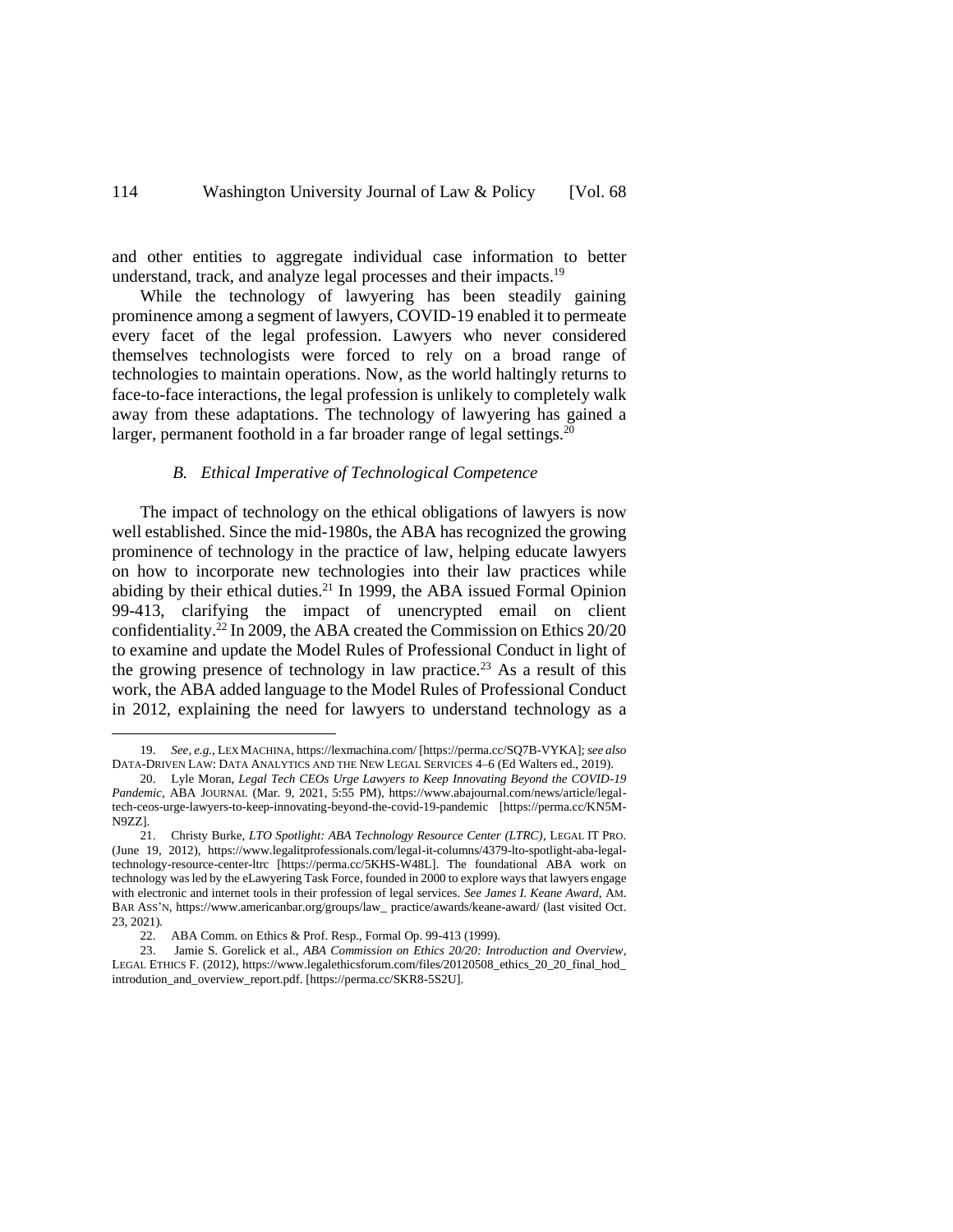and other entities to aggregate individual case information to better understand, track, and analyze legal processes and their impacts.[19]

While the technology of lawyering has been steadily gaining prominence among a segment of lawyers, COVID-19 enabled it to permeate every facet of the legal profession. Lawyers who never considered themselves technologists were forced to rely on a broad range of technologies to maintain operations. Now, as the world haltingly returns to face-to-face interactions, the legal profession is unlikely to completely walk away from these adaptations. The technology of lawyering has gained a larger, permanent foothold in a far broader range of legal settings.[20]

### *B. Ethical Imperative of Technological Competence*

The impact of technology on the ethical obligations of lawyers is now well established. Since the mid-1980s, the ABA has recognized the growing prominence of technology in the practice of law, helping educate lawyers on how to incorporate new technologies into their law practices while abiding by their ethical duties.[21] In 1999, the ABA issued Formal Opinion 99-413, clarifying the impact of unencrypted email on client confidentiality.[22] In 2009, the ABA created the Commission on Ethics 20/20 to examine and update the Model Rules of Professional Conduct in light of the growing presence of technology in law practice.[23] As a result of this work, the ABA added language to the Model Rules of Professional Conduct in 2012, explaining the need for lawyers to understand technology as a

---

19. *See, e.g.*, LEX MACHINA, https://lexmachina.com/ [https://perma.cc/SQ7B-VYKA]; *see also* DATA-DRIVEN LAW: DATA ANALYTICS AND THE NEW LEGAL SERVICES 4–6 (Ed Walters ed., 2019).

20. Lyle Moran, *Legal Tech CEOs Urge Lawyers to Keep Innovating Beyond the COVID-19 Pandemic*, ABA JOURNAL (Mar. 9, 2021, 5:55 PM), https://www.abajournal.com/news/article/legal-tech-ceos-urge-lawyers-to-keep-innovating-beyond-the-covid-19-pandemic [https://perma.cc/KN5M-N9ZZ].

21. Christy Burke, *LTO Spotlight: ABA Technology Resource Center (LTRC)*, LEGAL IT PRO. (June 19, 2012), https://www.legalitprofessionals.com/legal-it-columns/4379-lto-spotlight-aba-legal-technology-resource-center-ltrc [https://perma.cc/5KHS-W48L]. The foundational ABA work on technology was led by the eLawyering Task Force, founded in 2000 to explore ways that lawyers engage with electronic and internet tools in their profession of legal services. *See James I. Keane Award*, AM. BAR ASS'N, https://www.americanbar.org/groups/law_ practice/awards/keane-award/ (last visited Oct. 23, 2021).

22. ABA Comm. on Ethics & Prof. Resp., Formal Op. 99-413 (1999).

23. Jamie S. Gorelick et al., *ABA Commission on Ethics 20/20: Introduction and Overview*, LEGAL ETHICS F. (2012), https://www.legalethicsforum.com/files/20120508_ethics_20_20_final_hod_ introdution_and_overview_report.pdf. [https://perma.cc/SKR8-5S2U].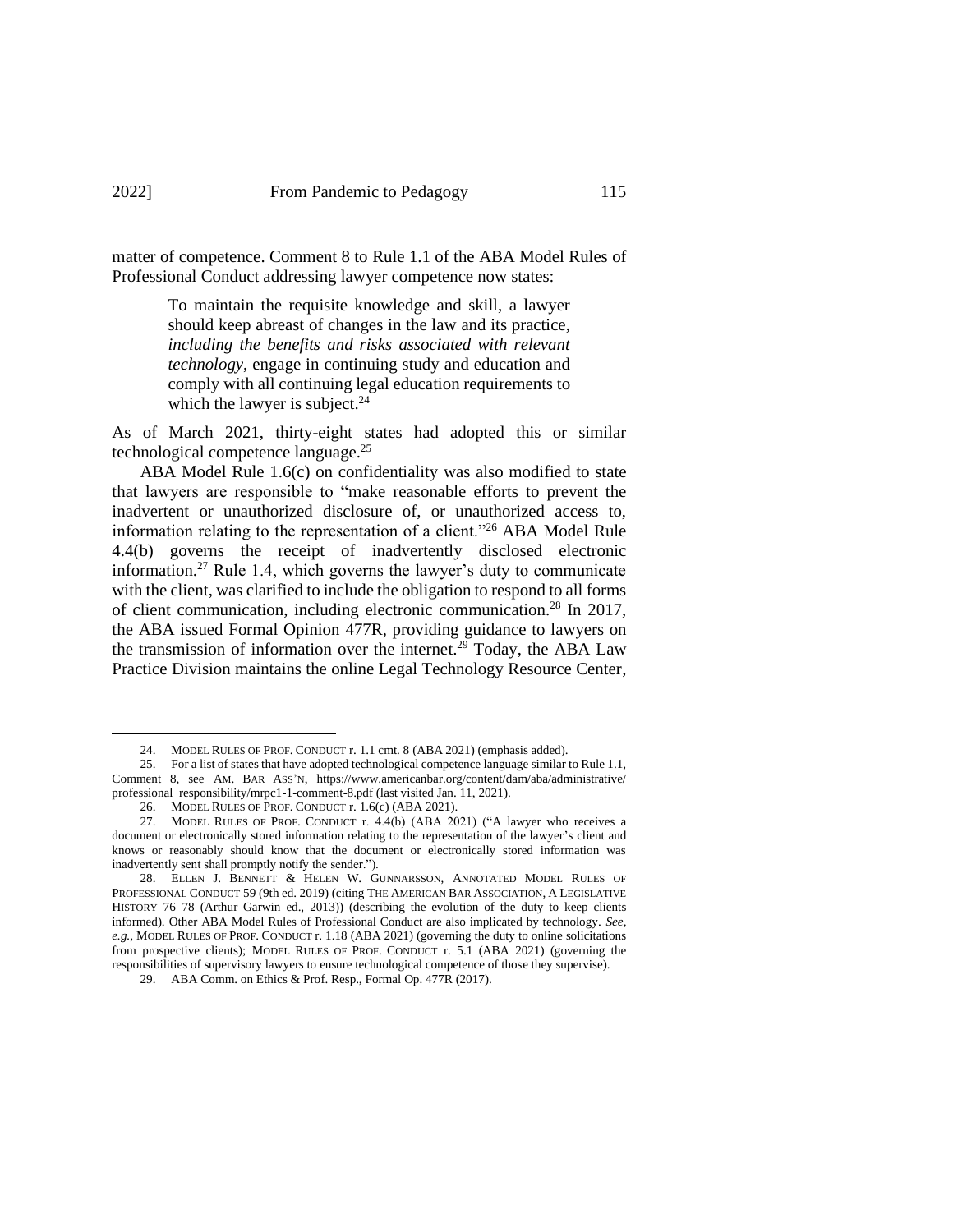matter of competence. Comment 8 to Rule 1.1 of the ABA Model Rules of Professional Conduct addressing lawyer competence now states:

> To maintain the requisite knowledge and skill, a lawyer should keep abreast of changes in the law and its practice, *including the benefits and risks associated with relevant technology*, engage in continuing study and education and comply with all continuing legal education requirements to which the lawyer is subject.[24]

As of March 2021, thirty-eight states had adopted this or similar technological competence language.[25]

ABA Model Rule 1.6(c) on confidentiality was also modified to state that lawyers are responsible to "make reasonable efforts to prevent the inadvertent or unauthorized disclosure of, or unauthorized access to, information relating to the representation of a client."[26] ABA Model Rule 4.4(b) governs the receipt of inadvertently disclosed electronic information.[27] Rule 1.4, which governs the lawyer's duty to communicate with the client, was clarified to include the obligation to respond to all forms of client communication, including electronic communication.[28] In 2017, the ABA issued Formal Opinion 477R, providing guidance to lawyers on the transmission of information over the internet.[29] Today, the ABA Law Practice Division maintains the online Legal Technology Resource Center,

---

24. MODEL RULES OF PROF. CONDUCT r. 1.1 cmt. 8 (ABA 2021) (emphasis added).

25. For a list of states that have adopted technological competence language similar to Rule 1.1, Comment 8, see AM. BAR ASS'N, https://www.americanbar.org/content/dam/aba/administrative/professional_responsibility/mrpc1-1-comment-8.pdf (last visited Jan. 11, 2021).

26. MODEL RULES OF PROF. CONDUCT r. 1.6(c) (ABA 2021).

27. MODEL RULES OF PROF. CONDUCT r. 4.4(b) (ABA 2021) ("A lawyer who receives a document or electronically stored information relating to the representation of the lawyer's client and knows or reasonably should know that the document or electronically stored information was inadvertently sent shall promptly notify the sender.").

28. ELLEN J. BENNETT & HELEN W. GUNNARSSON, ANNOTATED MODEL RULES OF PROFESSIONAL CONDUCT 59 (9th ed. 2019) (citing THE AMERICAN BAR ASSOCIATION, A LEGISLATIVE HISTORY 76–78 (Arthur Garwin ed., 2013)) (describing the evolution of the duty to keep clients informed). Other ABA Model Rules of Professional Conduct are also implicated by technology. *See, e.g.*, MODEL RULES OF PROF. CONDUCT r. 1.18 (ABA 2021) (governing the duty to online solicitations from prospective clients); MODEL RULES OF PROF. CONDUCT r. 5.1 (ABA 2021) (governing the responsibilities of supervisory lawyers to ensure technological competence of those they supervise).

29. ABA Comm. on Ethics & Prof. Resp., Formal Op. 477R (2017).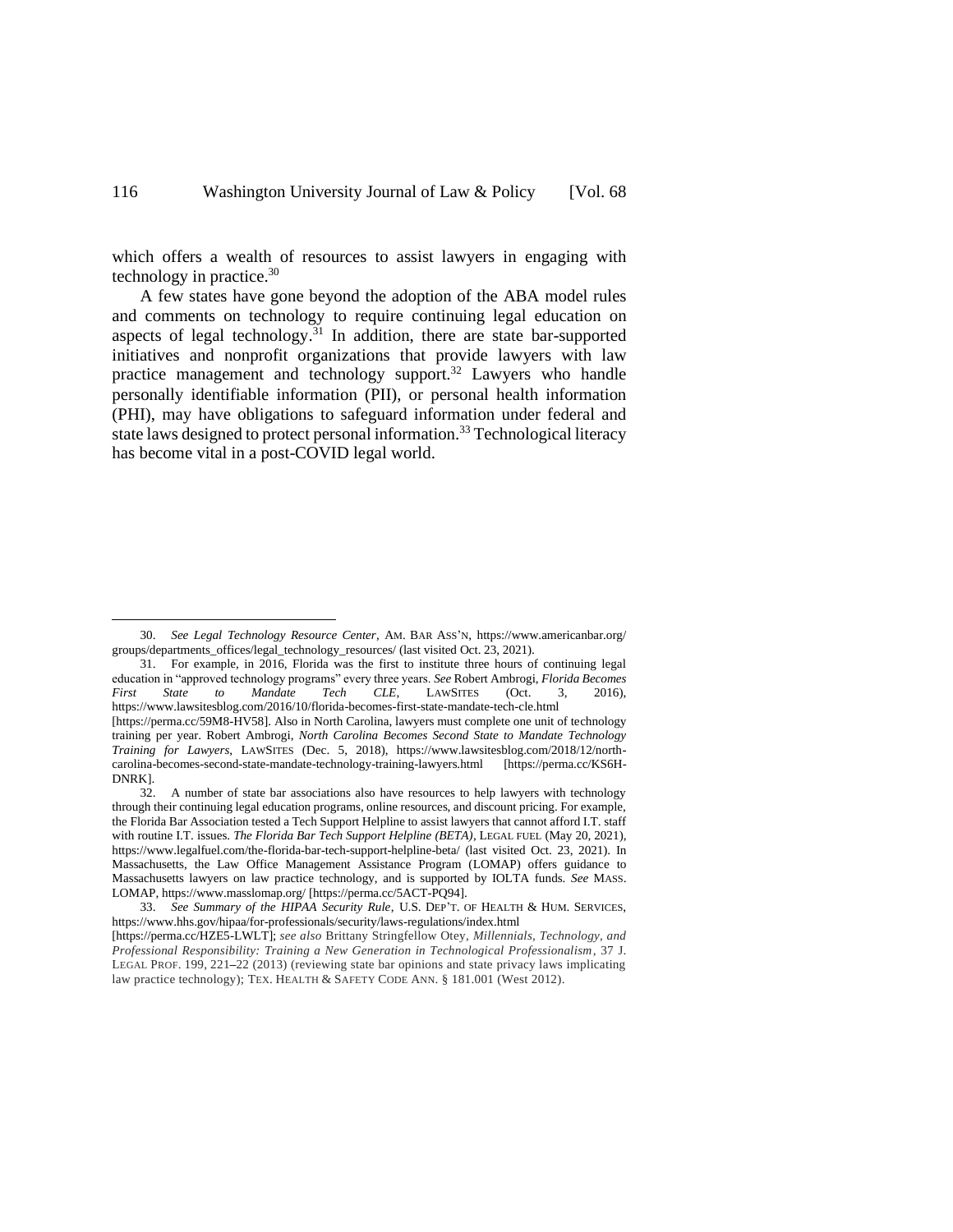which offers a wealth of resources to assist lawyers in engaging with technology in practice.[30]

A few states have gone beyond the adoption of the ABA model rules and comments on technology to require continuing legal education on aspects of legal technology.[31] In addition, there are state bar-supported initiatives and nonprofit organizations that provide lawyers with law practice management and technology support.[32] Lawyers who handle personally identifiable information (PII), or personal health information (PHI), may have obligations to safeguard information under federal and state laws designed to protect personal information.[33] Technological literacy has become vital in a post-COVID legal world.

---

30. *See Legal Technology Resource Center*, AM. BAR ASS'N, https://www.americanbar.org/groups/departments_offices/legal_technology_resources/ (last visited Oct. 23, 2021).

31. For example, in 2016, Florida was the first to institute three hours of continuing legal education in "approved technology programs" every three years. *See* Robert Ambrogi, *Florida Becomes First State to Mandate Tech CLE*, LAWSITES (Oct. 3, 2016), https://www.lawsitesblog.com/2016/10/florida-becomes-first-state-mandate-tech-cle.html [https://perma.cc/59M8-HV58]. Also in North Carolina, lawyers must complete one unit of technology training per year. Robert Ambrogi, *North Carolina Becomes Second State to Mandate Technology Training for Lawyers*, LAWSITES (Dec. 5, 2018), https://www.lawsitesblog.com/2018/12/north-carolina-becomes-second-state-mandate-technology-training-lawyers.html [https://perma.cc/KS6H-DNRK].

32. A number of state bar associations also have resources to help lawyers with technology through their continuing legal education programs, online resources, and discount pricing. For example, the Florida Bar Association tested a Tech Support Helpline to assist lawyers that cannot afford I.T. staff with routine I.T. issues. *The Florida Bar Tech Support Helpline (BETA)*, LEGAL FUEL (May 20, 2021), https://www.legalfuel.com/the-florida-bar-tech-support-helpline-beta/ (last visited Oct. 23, 2021). In Massachusetts, the Law Office Management Assistance Program (LOMAP) offers guidance to Massachusetts lawyers on law practice technology, and is supported by IOLTA funds. *See* MASS. LOMAP, https://www.masslomap.org/ [https://perma.cc/5ACT-PQ94].

33. *See Summary of the HIPAA Security Rule*, U.S. DEP'T. OF HEALTH & HUM. SERVICES, https://www.hhs.gov/hipaa/for-professionals/security/laws-regulations/index.html [https://perma.cc/HZE5-LWLT]; *see also* Brittany Stringfellow Otey, *Millennials, Technology, and Professional Responsibility: Training a New Generation in Technological Professionalism*, 37 J. LEGAL PROF. 199, 221–22 (2013) (reviewing state bar opinions and state privacy laws implicating law practice technology); TEX. HEALTH & SAFETY CODE ANN. § 181.001 (West 2012).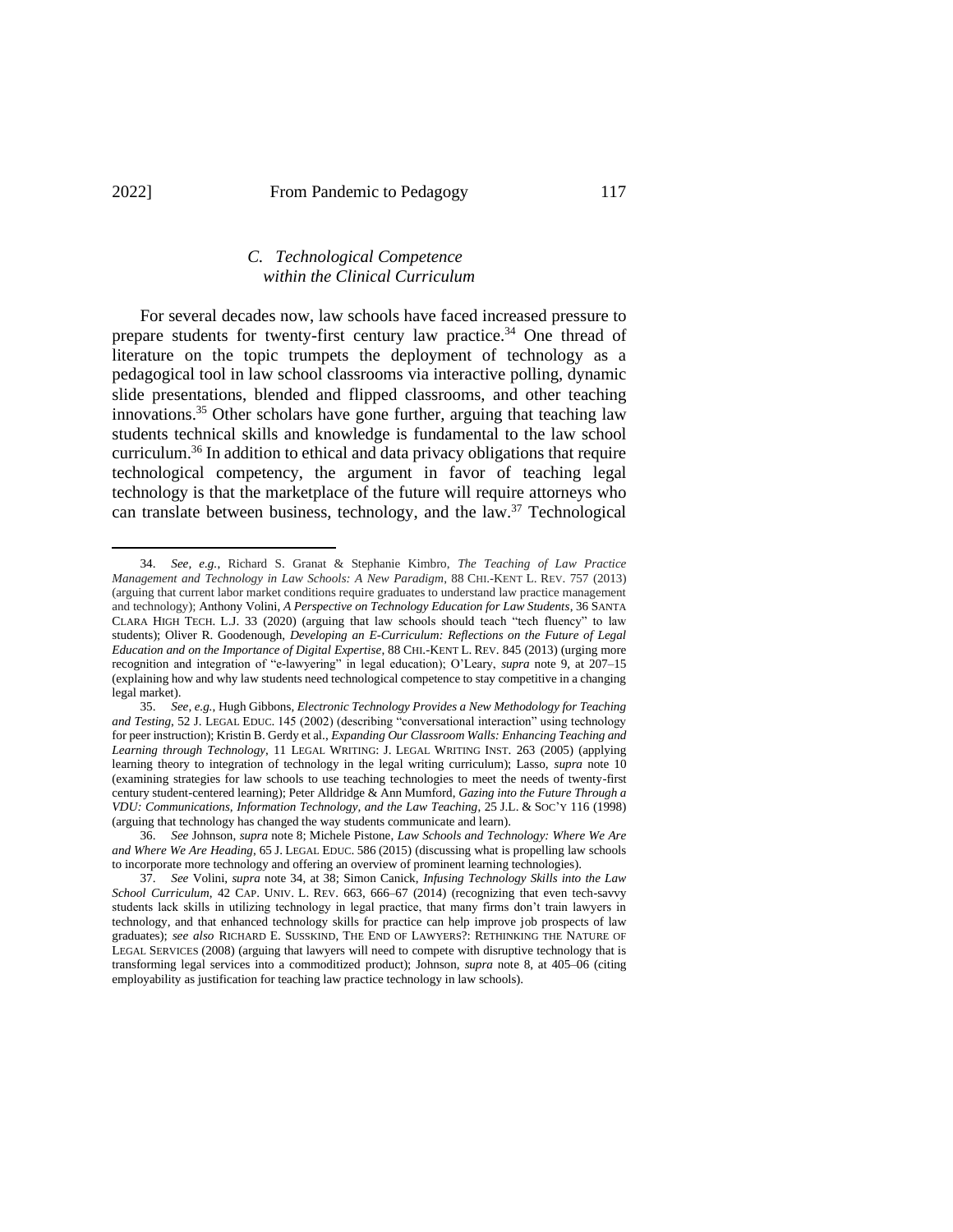### *C. Technological Competence within the Clinical Curriculum*

For several decades now, law schools have faced increased pressure to prepare students for twenty-first century law practice.[34] One thread of literature on the topic trumpets the deployment of technology as a pedagogical tool in law school classrooms via interactive polling, dynamic slide presentations, blended and flipped classrooms, and other teaching innovations.[35] Other scholars have gone further, arguing that teaching law students technical skills and knowledge is fundamental to the law school curriculum.[36] In addition to ethical and data privacy obligations that require technological competency, the argument in favor of teaching legal technology is that the marketplace of the future will require attorneys who can translate between business, technology, and the law.[37] Technological

---

34. *See, e.g.*, Richard S. Granat & Stephanie Kimbro, *The Teaching of Law Practice Management and Technology in Law Schools: A New Paradigm*, 88 CHI.-KENT L. REV. 757 (2013) (arguing that current labor market conditions require graduates to understand law practice management and technology); Anthony Volini, *A Perspective on Technology Education for Law Students*, 36 SANTA CLARA HIGH TECH. L.J. 33 (2020) (arguing that law schools should teach "tech fluency" to law students); Oliver R. Goodenough, *Developing an E-Curriculum: Reflections on the Future of Legal Education and on the Importance of Digital Expertise*, 88 CHI.-KENT L. REV. 845 (2013) (urging more recognition and integration of "e-lawyering" in legal education); O'Leary, *supra* note 9, at 207–15 (explaining how and why law students need technological competence to stay competitive in a changing legal market).

35. *See, e.g.*, Hugh Gibbons, *Electronic Technology Provides a New Methodology for Teaching and Testing*, 52 J. LEGAL EDUC. 145 (2002) (describing "conversational interaction" using technology for peer instruction); Kristin B. Gerdy et al., *Expanding Our Classroom Walls: Enhancing Teaching and Learning through Technology*, 11 LEGAL WRITING: J. LEGAL WRITING INST. 263 (2005) (applying learning theory to integration of technology in the legal writing curriculum); Lasso, *supra* note 10 (examining strategies for law schools to use teaching technologies to meet the needs of twenty-first century student-centered learning); Peter Alldridge & Ann Mumford, *Gazing into the Future Through a VDU: Communications, Information Technology, and the Law Teaching*, 25 J.L. & SOC'Y 116 (1998) (arguing that technology has changed the way students communicate and learn).

36. *See* Johnson, *supra* note 8; Michele Pistone, *Law Schools and Technology: Where We Are and Where We Are Heading*, 65 J. LEGAL EDUC. 586 (2015) (discussing what is propelling law schools to incorporate more technology and offering an overview of prominent learning technologies).

37. *See* Volini, *supra* note 34, at 38; Simon Canick, *Infusing Technology Skills into the Law School Curriculum*, 42 CAP. UNIV. L. REV. 663, 666–67 (2014) (recognizing that even tech-savvy students lack skills in utilizing technology in legal practice, that many firms don't train lawyers in technology, and that enhanced technology skills for practice can help improve job prospects of law graduates); *see also* RICHARD E. SUSSKIND, THE END OF LAWYERS?: RETHINKING THE NATURE OF LEGAL SERVICES (2008) (arguing that lawyers will need to compete with disruptive technology that is transforming legal services into a commoditized product); Johnson, *supra* note 8, at 405–06 (citing employability as justification for teaching law practice technology in law schools).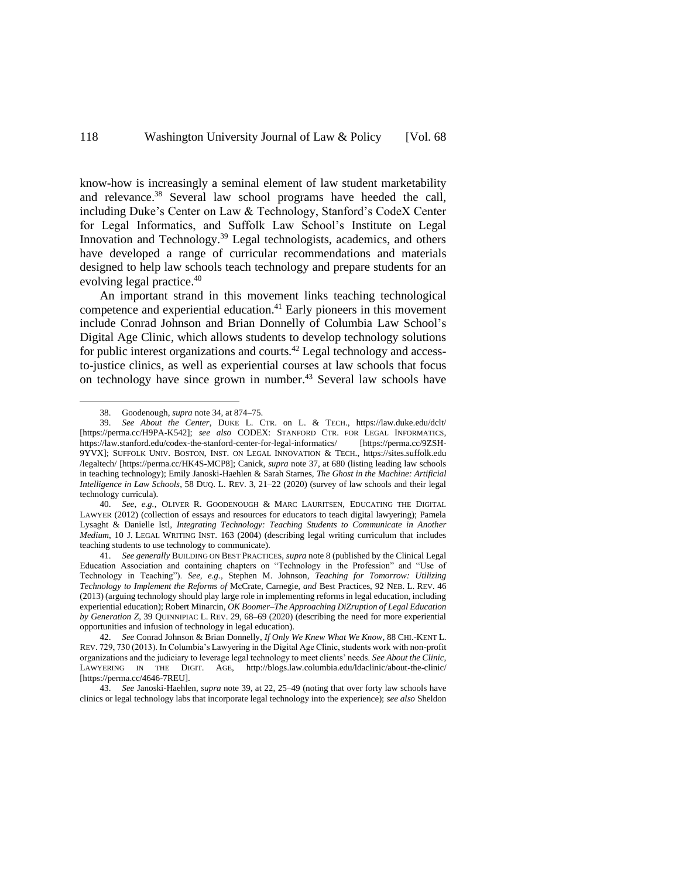know-how is increasingly a seminal element of law student marketability and relevance.[38] Several law school programs have heeded the call, including Duke's Center on Law & Technology, Stanford's CodeX Center for Legal Informatics, and Suffolk Law School's Institute on Legal Innovation and Technology.[39] Legal technologists, academics, and others have developed a range of curricular recommendations and materials designed to help law schools teach technology and prepare students for an evolving legal practice.[40]

An important strand in this movement links teaching technological competence and experiential education.[41] Early pioneers in this movement include Conrad Johnson and Brian Donnelly of Columbia Law School's Digital Age Clinic, which allows students to develop technology solutions for public interest organizations and courts.[42] Legal technology and access-to-justice clinics, as well as experiential courses at law schools that focus on technology have since grown in number.[43] Several law schools have

---

38. Goodenough, *supra* note 34, at 874–75.

39. *See About the Center*, DUKE L. CTR. on L. & TECH., https://law.duke.edu/dclt/ [https://perma.cc/H9PA-K542]; *see also* CODEX: STANFORD CTR. FOR LEGAL INFORMATICS, https://law.stanford.edu/codex-the-stanford-center-for-legal-informatics/ [https://perma.cc/9ZSH-9YVX]; SUFFOLK UNIV. BOSTON, INST. ON LEGAL INNOVATION & TECH., https://sites.suffolk.edu /legaltech/ [https://perma.cc/HK4S-MCP8]; Canick, *supra* note 37, at 680 (listing leading law schools in teaching technology); Emily Janoski-Haehlen & Sarah Starnes, *The Ghost in the Machine: Artificial Intelligence in Law Schools*, 58 DUQ. L. REV. 3, 21–22 (2020) (survey of law schools and their legal technology curricula).

40. *See, e.g.*, OLIVER R. GOODENOUGH & MARC LAURITSEN, EDUCATING THE DIGITAL LAWYER (2012) (collection of essays and resources for educators to teach digital lawyering); Pamela Lysaght & Danielle Istl, *Integrating Technology: Teaching Students to Communicate in Another Medium*, 10 J. LEGAL WRITING INST. 163 (2004) (describing legal writing curriculum that includes teaching students to use technology to communicate).

41. *See generally* BUILDING ON BEST PRACTICES, *supra* note 8 (published by the Clinical Legal Education Association and containing chapters on "Technology in the Profession" and "Use of Technology in Teaching"). *See, e.g.*, Stephen M. Johnson, *Teaching for Tomorrow: Utilizing Technology to Implement the Reforms of* McCrate, Carnegie, *and* Best Practices, 92 NEB. L. REV. 46 (2013) (arguing technology should play large role in implementing reforms in legal education, including experiential education); Robert Minarcin, *OK Boomer–The Approaching DiZruption of Legal Education by Generation Z*, 39 QUINNIPIAC L. REV. 29, 68–69 (2020) (describing the need for more experiential opportunities and infusion of technology in legal education).

42. *See* Conrad Johnson & Brian Donnelly, *If Only We Knew What We Know*, 88 CHI.-KENT L. REV. 729, 730 (2013). In Columbia's Lawyering in the Digital Age Clinic, students work with non-profit organizations and the judiciary to leverage legal technology to meet clients' needs. *See About the Clinic*, LAWYERING IN THE DIGIT. AGE, http://blogs.law.columbia.edu/ldaclinic/about-the-clinic/ [https://perma.cc/4646-7REU].

43. *See* Janoski-Haehlen, *supra* note 39, at 22, 25–49 (noting that over forty law schools have clinics or legal technology labs that incorporate legal technology into the experience); *see also* Sheldon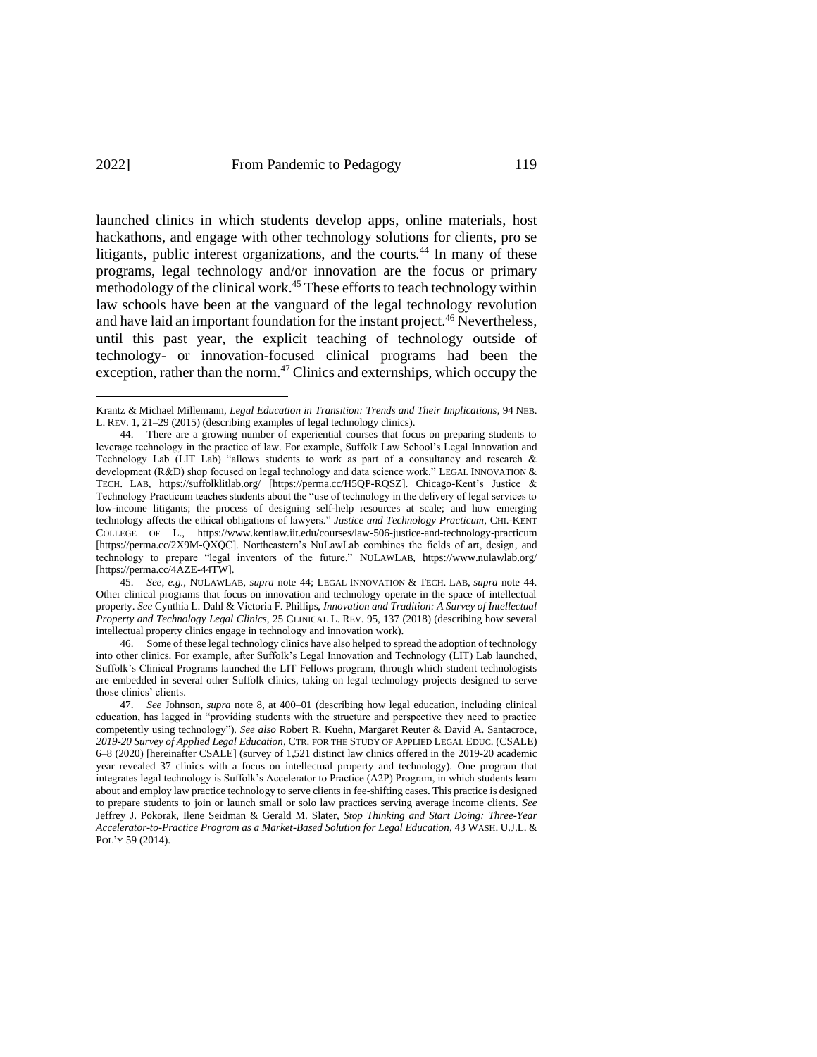launched clinics in which students develop apps, online materials, host hackathons, and engage with other technology solutions for clients, pro se litigants, public interest organizations, and the courts.[44] In many of these programs, legal technology and/or innovation are the focus or primary methodology of the clinical work.[45] These efforts to teach technology within law schools have been at the vanguard of the legal technology revolution and have laid an important foundation for the instant project.[46] Nevertheless, until this past year, the explicit teaching of technology outside of technology- or innovation-focused clinical programs had been the exception, rather than the norm.[47] Clinics and externships, which occupy the

---

Krantz & Michael Millemann, *Legal Education in Transition: Trends and Their Implications*, 94 NEB. L. REV. 1, 21–29 (2015) (describing examples of legal technology clinics).

44. There are a growing number of experiential courses that focus on preparing students to leverage technology in the practice of law. For example, Suffolk Law School's Legal Innovation and Technology Lab (LIT Lab) "allows students to work as part of a consultancy and research & development (R&D) shop focused on legal technology and data science work." LEGAL INNOVATION & TECH. LAB, https://suffolklitlab.org/ [https://perma.cc/H5QP-RQSZ]. Chicago-Kent's Justice & Technology Practicum teaches students about the "use of technology in the delivery of legal services to low-income litigants; the process of designing self-help resources at scale; and how emerging technology affects the ethical obligations of lawyers." *Justice and Technology Practicum*, CHI.-KENT COLLEGE OF L., https://www.kentlaw.iit.edu/courses/law-506-justice-and-technology-practicum [https://perma.cc/2X9M-QXQC]. Northeastern's NuLawLab combines the fields of art, design, and technology to prepare "legal inventors of the future." NULAWLAB, https://www.nulawlab.org/ [https://perma.cc/4AZE-44TW].

45. *See, e.g.*, NULAWLAB, *supra* note 44; LEGAL INNOVATION & TECH. LAB, *supra* note 44. Other clinical programs that focus on innovation and technology operate in the space of intellectual property. *See* Cynthia L. Dahl & Victoria F. Phillips, *Innovation and Tradition: A Survey of Intellectual Property and Technology Legal Clinics*, 25 CLINICAL L. REV. 95, 137 (2018) (describing how several intellectual property clinics engage in technology and innovation work).

46. Some of these legal technology clinics have also helped to spread the adoption of technology into other clinics. For example, after Suffolk's Legal Innovation and Technology (LIT) Lab launched, Suffolk's Clinical Programs launched the LIT Fellows program, through which student technologists are embedded in several other Suffolk clinics, taking on legal technology projects designed to serve those clinics' clients.

47. *See* Johnson, *supra* note 8, at 400–01 (describing how legal education, including clinical education, has lagged in "providing students with the structure and perspective they need to practice competently using technology"). *See also* Robert R. Kuehn, Margaret Reuter & David A. Santacroce, *2019-20 Survey of Applied Legal Education*, CTR. FOR THE STUDY OF APPLIED LEGAL EDUC. (CSALE) 6–8 (2020) [hereinafter CSALE] (survey of 1,521 distinct law clinics offered in the 2019-20 academic year revealed 37 clinics with a focus on intellectual property and technology). One program that integrates legal technology is Suffolk's Accelerator to Practice (A2P) Program, in which students learn about and employ law practice technology to serve clients in fee-shifting cases. This practice is designed to prepare students to join or launch small or solo law practices serving average income clients. *See* Jeffrey J. Pokorak, Ilene Seidman & Gerald M. Slater, *Stop Thinking and Start Doing: Three-Year Accelerator-to-Practice Program as a Market-Based Solution for Legal Education*, 43 WASH. U.J.L. & POL'Y 59 (2014).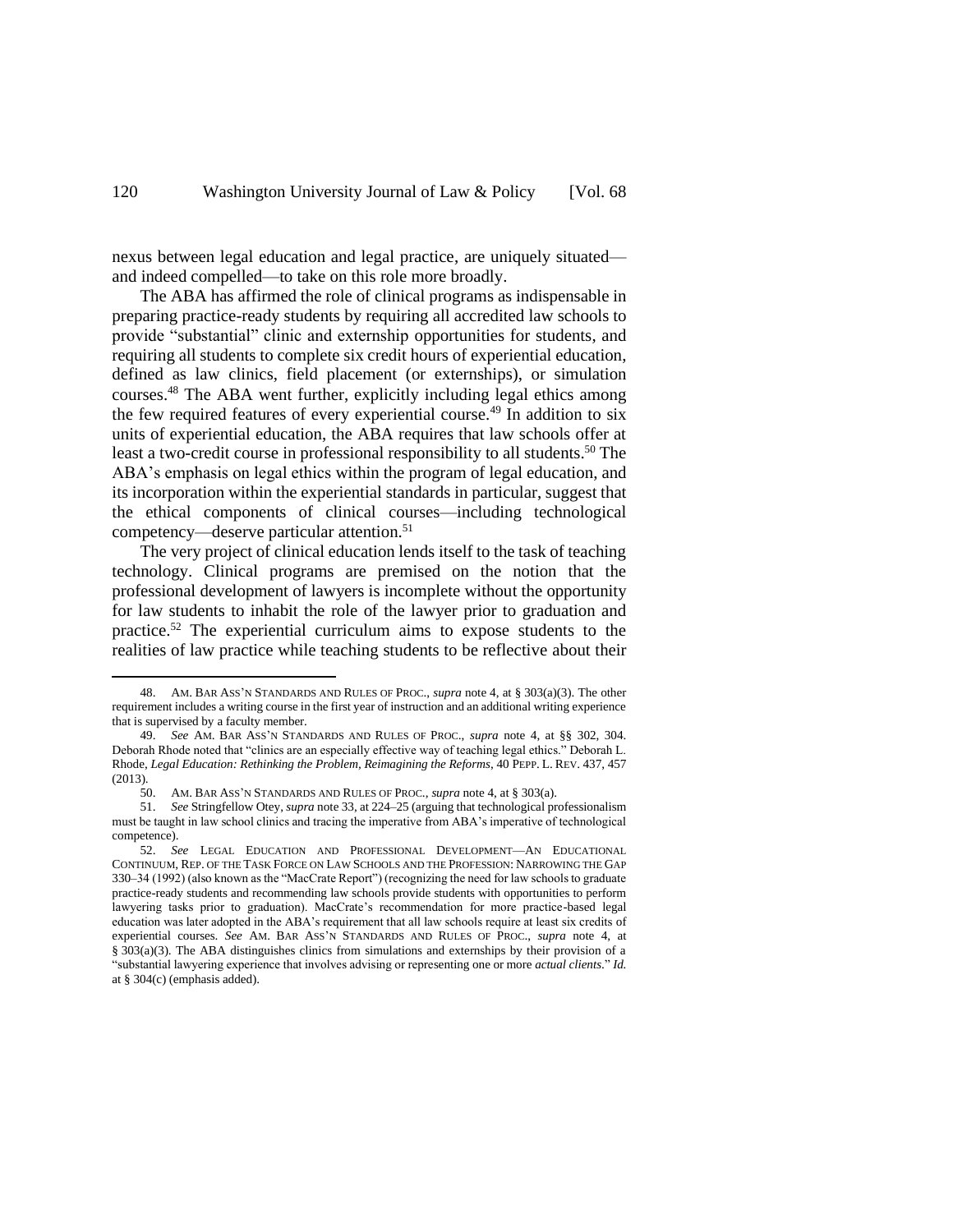nexus between legal education and legal practice, are uniquely situated—and indeed compelled—to take on this role more broadly.

The ABA has affirmed the role of clinical programs as indispensable in preparing practice-ready students by requiring all accredited law schools to provide "substantial" clinic and externship opportunities for students, and requiring all students to complete six credit hours of experiential education, defined as law clinics, field placement (or externships), or simulation courses.[48] The ABA went further, explicitly including legal ethics among the few required features of every experiential course.[49] In addition to six units of experiential education, the ABA requires that law schools offer at least a two-credit course in professional responsibility to all students.[50] The ABA's emphasis on legal ethics within the program of legal education, and its incorporation within the experiential standards in particular, suggest that the ethical components of clinical courses—including technological competency—deserve particular attention.[51]

The very project of clinical education lends itself to the task of teaching technology. Clinical programs are premised on the notion that the professional development of lawyers is incomplete without the opportunity for law students to inhabit the role of the lawyer prior to graduation and practice.[52] The experiential curriculum aims to expose students to the realities of law practice while teaching students to be reflective about their

---

48. AM. BAR ASS'N STANDARDS AND RULES OF PROC., *supra* note 4, at § 303(a)(3). The other requirement includes a writing course in the first year of instruction and an additional writing experience that is supervised by a faculty member.

49. *See* AM. BAR ASS'N STANDARDS AND RULES OF PROC., *supra* note 4, at §§ 302, 304. Deborah Rhode noted that "clinics are an especially effective way of teaching legal ethics." Deborah L. Rhode, *Legal Education: Rethinking the Problem, Reimagining the Reforms*, 40 PEPP. L. REV. 437, 457 (2013).

50. AM. BAR ASS'N STANDARDS AND RULES OF PROC., *supra* note 4, at § 303(a).

51. *See* Stringfellow Otey, *supra* note 33, at 224–25 (arguing that technological professionalism must be taught in law school clinics and tracing the imperative from ABA's imperative of technological competence).

52. *See* LEGAL EDUCATION AND PROFESSIONAL DEVELOPMENT—AN EDUCATIONAL CONTINUUM, REP. OF THE TASK FORCE ON LAW SCHOOLS AND THE PROFESSION: NARROWING THE GAP 330–34 (1992) (also known as the "MacCrate Report") (recognizing the need for law schools to graduate practice-ready students and recommending law schools provide students with opportunities to perform lawyering tasks prior to graduation). MacCrate's recommendation for more practice-based legal education was later adopted in the ABA's requirement that all law schools require at least six credits of experiential courses. *See* AM. BAR ASS'N STANDARDS AND RULES OF PROC., *supra* note 4, at § 303(a)(3). The ABA distinguishes clinics from simulations and externships by their provision of a "substantial lawyering experience that involves advising or representing one or more *actual clients*." *Id.* at § 304(c) (emphasis added).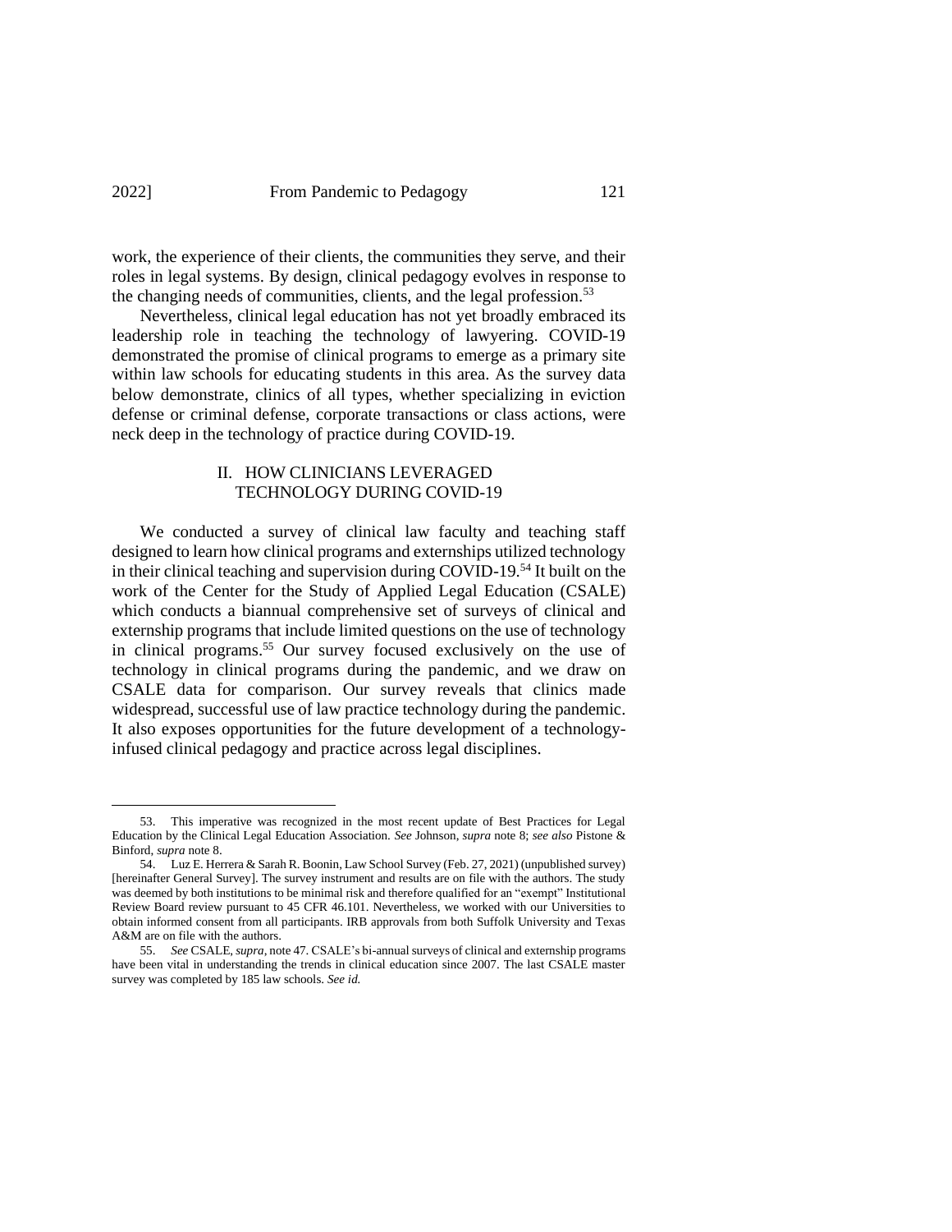work, the experience of their clients, the communities they serve, and their roles in legal systems. By design, clinical pedagogy evolves in response to the changing needs of communities, clients, and the legal profession.[53]

Nevertheless, clinical legal education has not yet broadly embraced its leadership role in teaching the technology of lawyering. COVID-19 demonstrated the promise of clinical programs to emerge as a primary site within law schools for educating students in this area. As the survey data below demonstrate, clinics of all types, whether specializing in eviction defense or criminal defense, corporate transactions or class actions, were neck deep in the technology of practice during COVID-19.

## II. HOW CLINICIANS LEVERAGED TECHNOLOGY DURING COVID-19

We conducted a survey of clinical law faculty and teaching staff designed to learn how clinical programs and externships utilized technology in their clinical teaching and supervision during COVID-19.[54] It built on the work of the Center for the Study of Applied Legal Education (CSALE) which conducts a biannual comprehensive set of surveys of clinical and externship programs that include limited questions on the use of technology in clinical programs.[55] Our survey focused exclusively on the use of technology in clinical programs during the pandemic, and we draw on CSALE data for comparison. Our survey reveals that clinics made widespread, successful use of law practice technology during the pandemic. It also exposes opportunities for the future development of a technology-infused clinical pedagogy and practice across legal disciplines.

---

53. This imperative was recognized in the most recent update of Best Practices for Legal Education by the Clinical Legal Education Association. *See* Johnson, *supra* note 8; *see also* Pistone & Binford, *supra* note 8.

54. Luz E. Herrera & Sarah R. Boonin, Law School Survey (Feb. 27, 2021) (unpublished survey) [hereinafter General Survey]. The survey instrument and results are on file with the authors. The study was deemed by both institutions to be minimal risk and therefore qualified for an "exempt" Institutional Review Board review pursuant to 45 CFR 46.101. Nevertheless, we worked with our Universities to obtain informed consent from all participants. IRB approvals from both Suffolk University and Texas A&M are on file with the authors.

55. *See* CSALE, *supra*, note 47. CSALE's bi-annual surveys of clinical and externship programs have been vital in understanding the trends in clinical education since 2007. The last CSALE master survey was completed by 185 law schools. *See id.*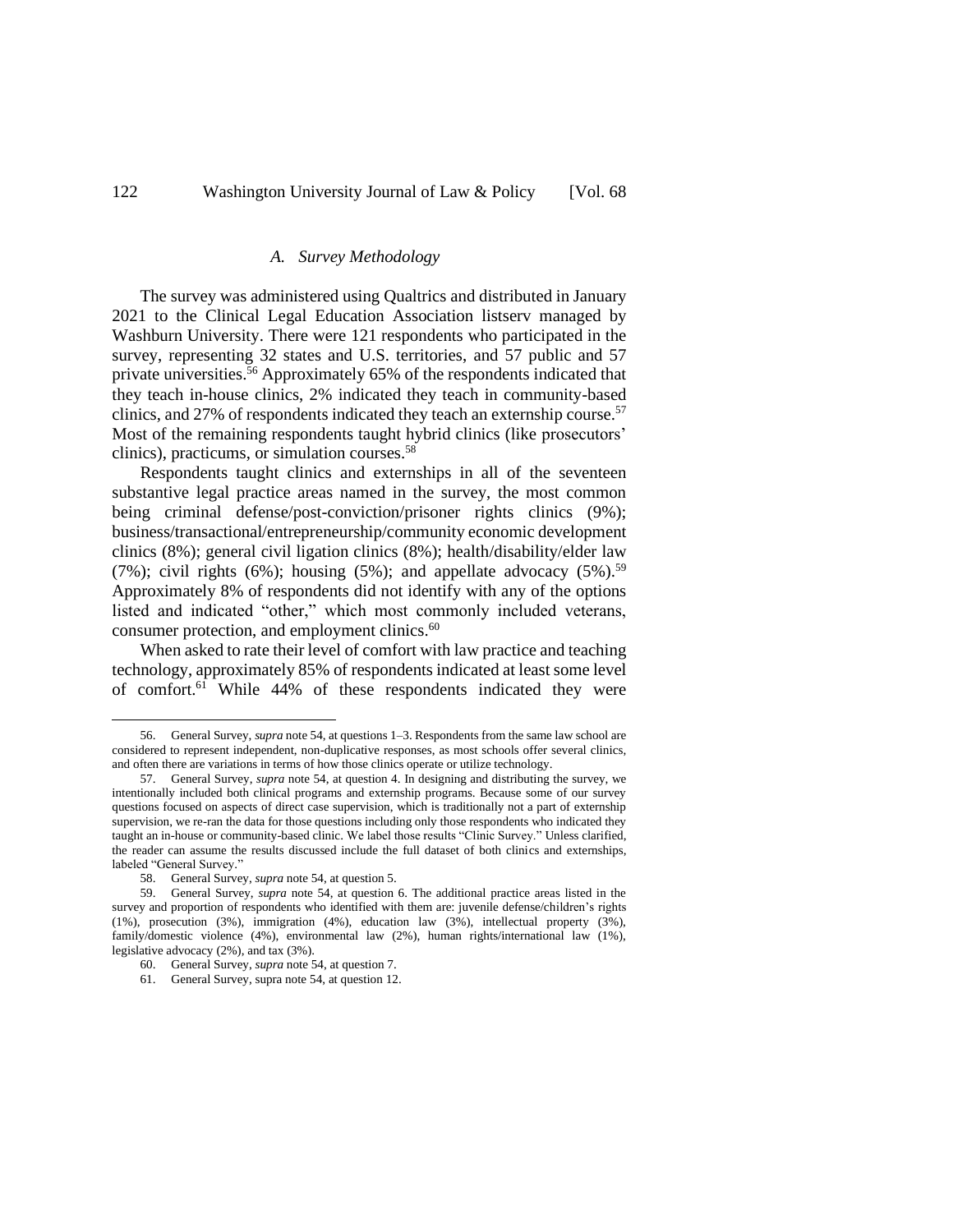### *A. Survey Methodology*

The survey was administered using Qualtrics and distributed in January 2021 to the Clinical Legal Education Association listserv managed by Washburn University. There were 121 respondents who participated in the survey, representing 32 states and U.S. territories, and 57 public and 57 private universities.[56] Approximately 65% of the respondents indicated that they teach in-house clinics, 2% indicated they teach in community-based clinics, and 27% of respondents indicated they teach an externship course.[57] Most of the remaining respondents taught hybrid clinics (like prosecutors' clinics), practicums, or simulation courses.[58]

Respondents taught clinics and externships in all of the seventeen substantive legal practice areas named in the survey, the most common being criminal defense/post-conviction/prisoner rights clinics (9%); business/transactional/entrepreneurship/community economic development clinics (8%); general civil ligation clinics (8%); health/disability/elder law (7%); civil rights (6%); housing (5%); and appellate advocacy (5%).[59] Approximately 8% of respondents did not identify with any of the options listed and indicated "other," which most commonly included veterans, consumer protection, and employment clinics.[60]

When asked to rate their level of comfort with law practice and teaching technology, approximately 85% of respondents indicated at least some level of comfort.[61] While 44% of these respondents indicated they were

---

56. General Survey, *supra* note 54, at questions 1–3. Respondents from the same law school are considered to represent independent, non-duplicative responses, as most schools offer several clinics, and often there are variations in terms of how those clinics operate or utilize technology.

57. General Survey, *supra* note 54, at question 4. In designing and distributing the survey, we intentionally included both clinical programs and externship programs. Because some of our survey questions focused on aspects of direct case supervision, which is traditionally not a part of externship supervision, we re-ran the data for those questions including only those respondents who indicated they taught an in-house or community-based clinic. We label those results "Clinic Survey." Unless clarified, the reader can assume the results discussed include the full dataset of both clinics and externships, labeled "General Survey."

58. General Survey, *supra* note 54, at question 5.

59. General Survey, *supra* note 54, at question 6. The additional practice areas listed in the survey and proportion of respondents who identified with them are: juvenile defense/children's rights (1%), prosecution (3%), immigration (4%), education law (3%), intellectual property (3%), family/domestic violence (4%), environmental law (2%), human rights/international law (1%), legislative advocacy (2%), and tax (3%).

60. General Survey, *supra* note 54, at question 7.

61. General Survey, supra note 54, at question 12.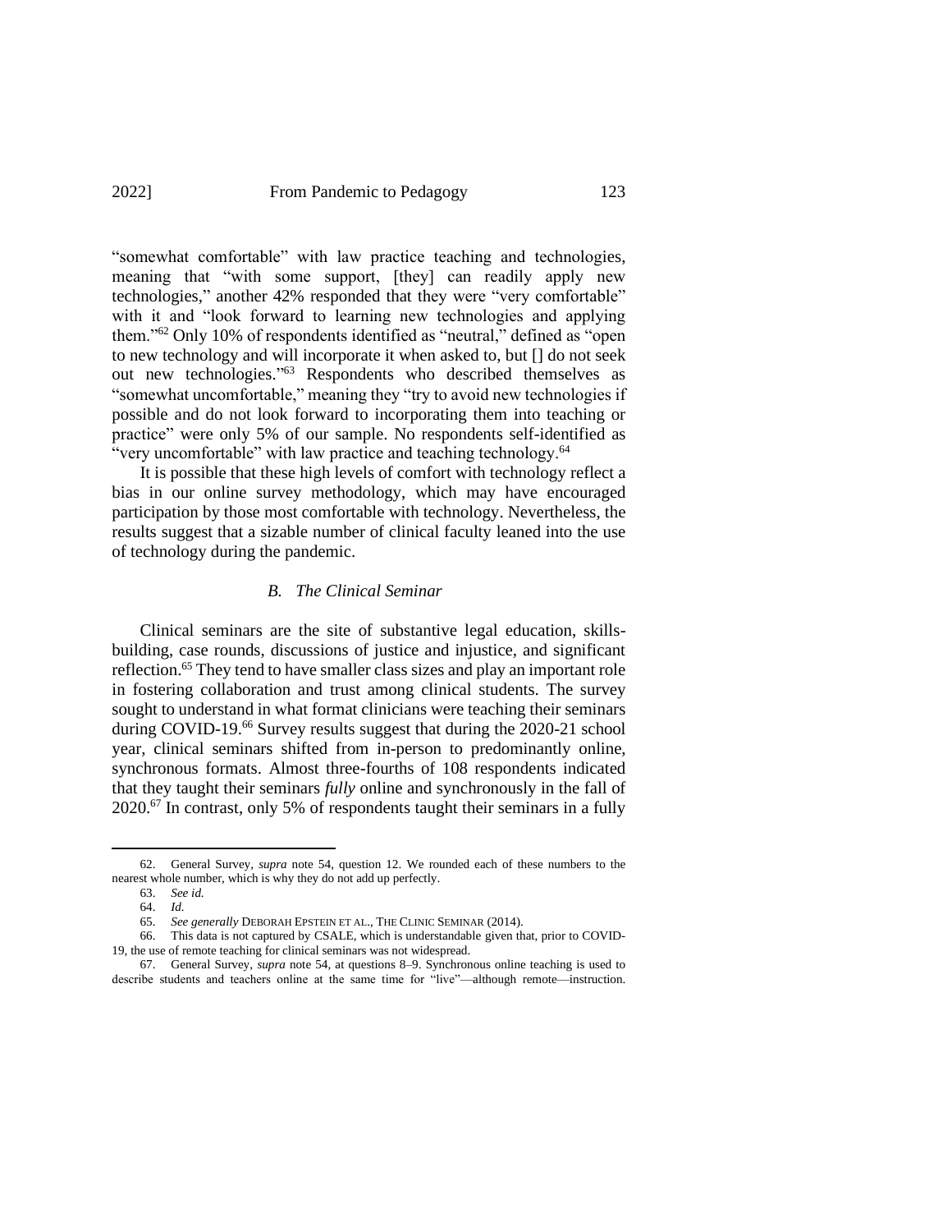"somewhat comfortable" with law practice teaching and technologies, meaning that "with some support, [they] can readily apply new technologies," another 42% responded that they were "very comfortable" with it and "look forward to learning new technologies and applying them."[62] Only 10% of respondents identified as "neutral," defined as "open to new technology and will incorporate it when asked to, but [] do not seek out new technologies."[63] Respondents who described themselves as "somewhat uncomfortable," meaning they "try to avoid new technologies if possible and do not look forward to incorporating them into teaching or practice" were only 5% of our sample. No respondents self-identified as "very uncomfortable" with law practice and teaching technology.[64]

It is possible that these high levels of comfort with technology reflect a bias in our online survey methodology, which may have encouraged participation by those most comfortable with technology. Nevertheless, the results suggest that a sizable number of clinical faculty leaned into the use of technology during the pandemic.

### *B. The Clinical Seminar*

Clinical seminars are the site of substantive legal education, skills-building, case rounds, discussions of justice and injustice, and significant reflection.[65] They tend to have smaller class sizes and play an important role in fostering collaboration and trust among clinical students. The survey sought to understand in what format clinicians were teaching their seminars during COVID-19.[66] Survey results suggest that during the 2020-21 school year, clinical seminars shifted from in-person to predominantly online, synchronous formats. Almost three-fourths of 108 respondents indicated that they taught their seminars *fully* online and synchronously in the fall of 2020.[67] In contrast, only 5% of respondents taught their seminars in a fully

---

62. General Survey, *supra* note 54, question 12. We rounded each of these numbers to the nearest whole number, which is why they do not add up perfectly.

63. *See id.*

64. *Id.*

65. *See generally* DEBORAH EPSTEIN ET AL., THE CLINIC SEMINAR (2014).

66. This data is not captured by CSALE, which is understandable given that, prior to COVID-19, the use of remote teaching for clinical seminars was not widespread.

67. General Survey, *supra* note 54, at questions 8–9. Synchronous online teaching is used to describe students and teachers online at the same time for "live"—although remote—instruction.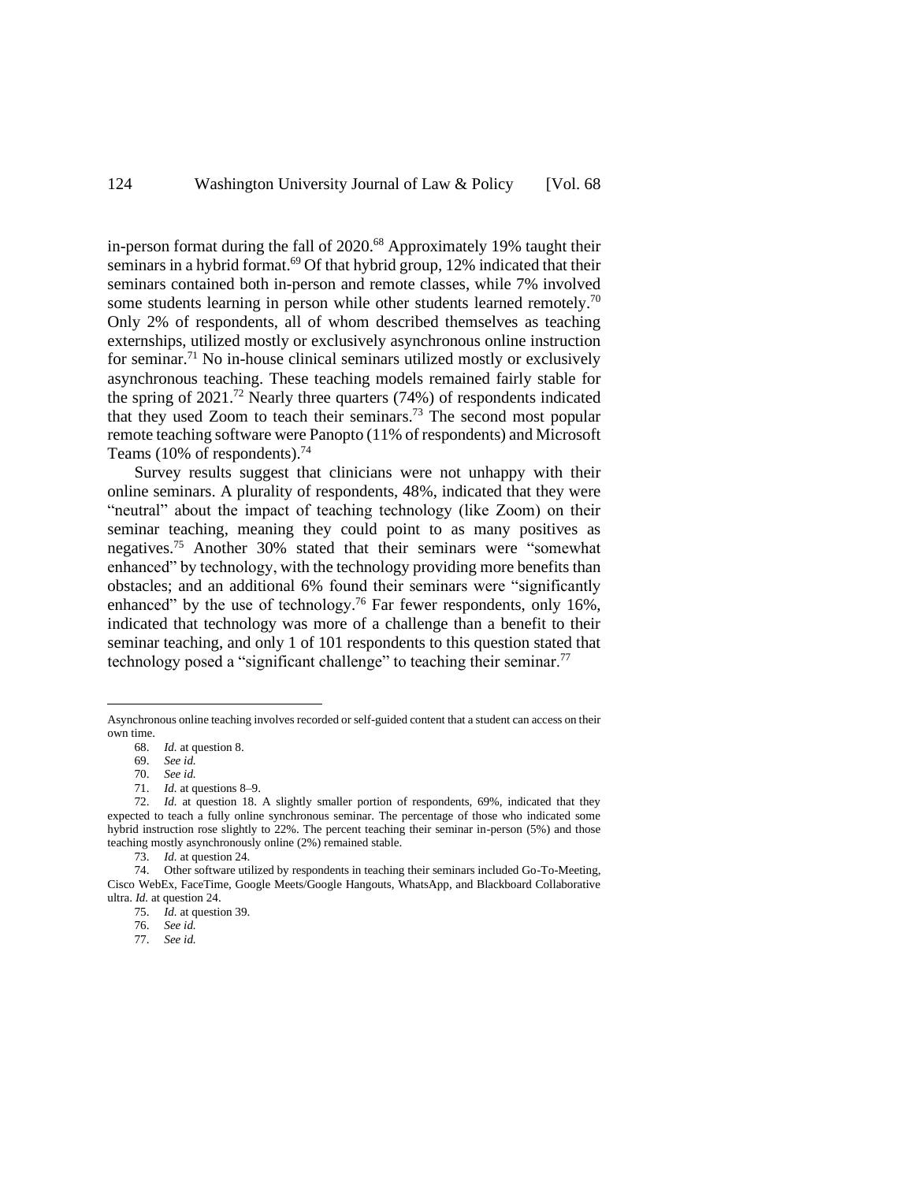in-person format during the fall of 2020.[68] Approximately 19% taught their seminars in a hybrid format.[69] Of that hybrid group, 12% indicated that their seminars contained both in-person and remote classes, while 7% involved some students learning in person while other students learned remotely.[70] Only 2% of respondents, all of whom described themselves as teaching externships, utilized mostly or exclusively asynchronous online instruction for seminar.[71] No in-house clinical seminars utilized mostly or exclusively asynchronous teaching. These teaching models remained fairly stable for the spring of 2021.[72] Nearly three quarters (74%) of respondents indicated that they used Zoom to teach their seminars.[73] The second most popular remote teaching software were Panopto (11% of respondents) and Microsoft Teams (10% of respondents).[74]

Survey results suggest that clinicians were not unhappy with their online seminars. A plurality of respondents, 48%, indicated that they were "neutral" about the impact of teaching technology (like Zoom) on their seminar teaching, meaning they could point to as many positives as negatives.[75] Another 30% stated that their seminars were "somewhat enhanced" by technology, with the technology providing more benefits than obstacles; and an additional 6% found their seminars were "significantly enhanced" by the use of technology.[76] Far fewer respondents, only 16%, indicated that technology was more of a challenge than a benefit to their seminar teaching, and only 1 of 101 respondents to this question stated that technology posed a "significant challenge" to teaching their seminar.[77]

---

Asynchronous online teaching involves recorded or self-guided content that a student can access on their own time.

68. *Id.* at question 8.

69. *See id.*

70. *See id.*

71. *Id.* at questions 8–9.

72. *Id.* at question 18. A slightly smaller portion of respondents, 69%, indicated that they expected to teach a fully online synchronous seminar. The percentage of those who indicated some hybrid instruction rose slightly to 22%. The percent teaching their seminar in-person (5%) and those teaching mostly asynchronously online (2%) remained stable.

73. *Id.* at question 24.

74. Other software utilized by respondents in teaching their seminars included Go-To-Meeting, Cisco WebEx, FaceTime, Google Meets/Google Hangouts, WhatsApp, and Blackboard Collaborative ultra. *Id.* at question 24.

75. *Id.* at question 39.

76. *See id.*

77. *See id.*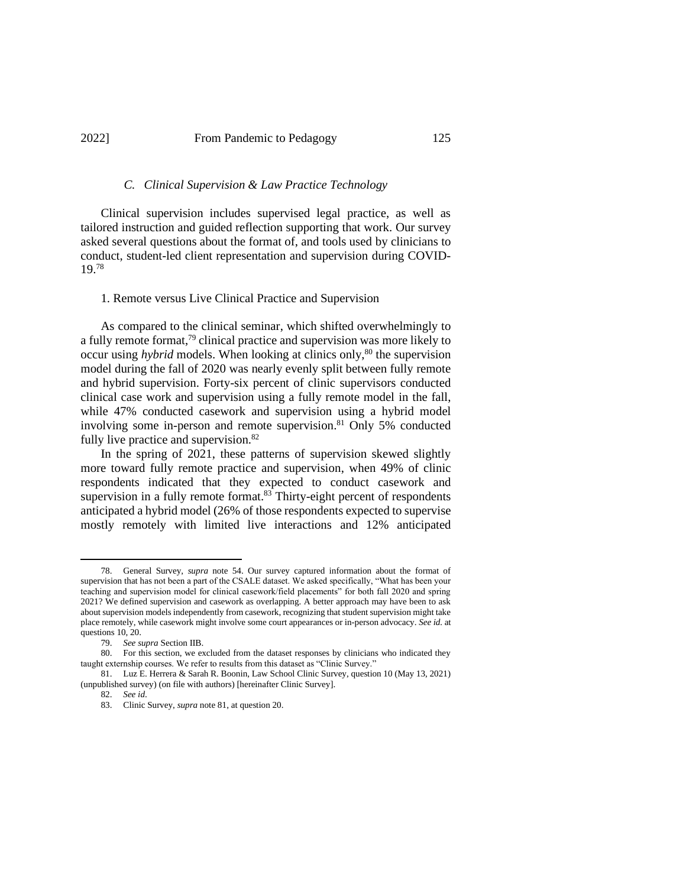### *C. Clinical Supervision & Law Practice Technology*

Clinical supervision includes supervised legal practice, as well as tailored instruction and guided reflection supporting that work. Our survey asked several questions about the format of, and tools used by clinicians to conduct, student-led client representation and supervision during COVID-19.[78]

#### 1. Remote versus Live Clinical Practice and Supervision

As compared to the clinical seminar, which shifted overwhelmingly to a fully remote format,[79] clinical practice and supervision was more likely to occur using *hybrid* models. When looking at clinics only,[80] the supervision model during the fall of 2020 was nearly evenly split between fully remote and hybrid supervision. Forty-six percent of clinic supervisors conducted clinical case work and supervision using a fully remote model in the fall, while 47% conducted casework and supervision using a hybrid model involving some in-person and remote supervision.[81] Only 5% conducted fully live practice and supervision.[82]

In the spring of 2021, these patterns of supervision skewed slightly more toward fully remote practice and supervision, when 49% of clinic respondents indicated that they expected to conduct casework and supervision in a fully remote format.[83] Thirty-eight percent of respondents anticipated a hybrid model (26% of those respondents expected to supervise mostly remotely with limited live interactions and 12% anticipated

---

78. General Survey, *supra* note 54. Our survey captured information about the format of supervision that has not been a part of the CSALE dataset. We asked specifically, "What has been your teaching and supervision model for clinical casework/field placements" for both fall 2020 and spring 2021? We defined supervision and casework as overlapping. A better approach may have been to ask about supervision models independently from casework, recognizing that student supervision might take place remotely, while casework might involve some court appearances or in-person advocacy. *See id.* at questions 10, 20.

79. *See supra* Section IIB.

80. For this section, we excluded from the dataset responses by clinicians who indicated they taught externship courses. We refer to results from this dataset as "Clinic Survey."

81. Luz E. Herrera & Sarah R. Boonin, Law School Clinic Survey, question 10 (May 13, 2021) (unpublished survey) (on file with authors) [hereinafter Clinic Survey].

82. *See id.*

83. Clinic Survey, *supra* note 81, at question 20.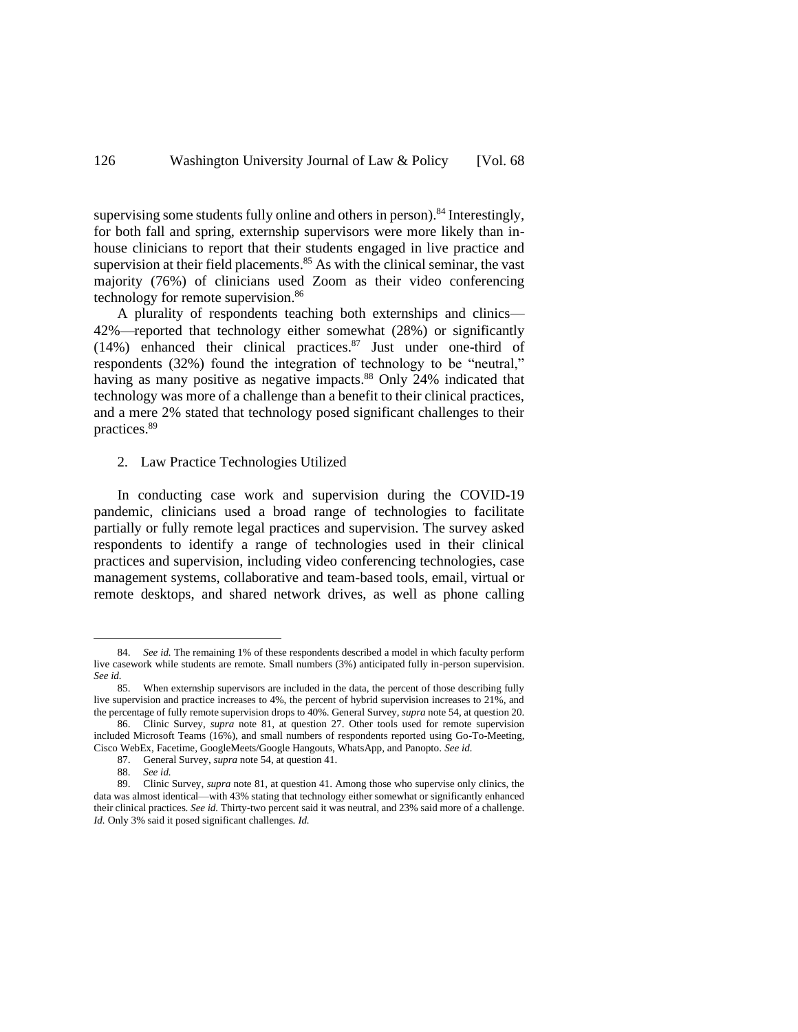supervising some students fully online and others in person).[84] Interestingly, for both fall and spring, externship supervisors were more likely than in-house clinicians to report that their students engaged in live practice and supervision at their field placements.[85] As with the clinical seminar, the vast majority (76%) of clinicians used Zoom as their video conferencing technology for remote supervision.[86]

A plurality of respondents teaching both externships and clinics—42%—reported that technology either somewhat (28%) or significantly (14%) enhanced their clinical practices.[87] Just under one-third of respondents (32%) found the integration of technology to be "neutral," having as many positive as negative impacts.[88] Only 24% indicated that technology was more of a challenge than a benefit to their clinical practices, and a mere 2% stated that technology posed significant challenges to their practices.[89]

### 2. Law Practice Technologies Utilized

In conducting case work and supervision during the COVID-19 pandemic, clinicians used a broad range of technologies to facilitate partially or fully remote legal practices and supervision. The survey asked respondents to identify a range of technologies used in their clinical practices and supervision, including video conferencing technologies, case management systems, collaborative and team-based tools, email, virtual or remote desktops, and shared network drives, as well as phone calling

---

84. *See id.* The remaining 1% of these respondents described a model in which faculty perform live casework while students are remote. Small numbers (3%) anticipated fully in-person supervision. *See id.*

85. When externship supervisors are included in the data, the percent of those describing fully live supervision and practice increases to 4%, the percent of hybrid supervision increases to 21%, and the percentage of fully remote supervision drops to 40%. General Survey, *supra* note 54, at question 20.

86. Clinic Survey, *supra* note 81, at question 27. Other tools used for remote supervision included Microsoft Teams (16%), and small numbers of respondents reported using Go-To-Meeting, Cisco WebEx, Facetime, GoogleMeets/Google Hangouts, WhatsApp, and Panopto. *See id.*

87. General Survey, *supra* note 54, at question 41.

88. *See id.*

89. Clinic Survey, *supra* note 81, at question 41. Among those who supervise only clinics, the data was almost identical—with 43% stating that technology either somewhat or significantly enhanced their clinical practices. *See id.* Thirty-two percent said it was neutral, and 23% said more of a challenge. *Id.* Only 3% said it posed significant challenges. *Id.*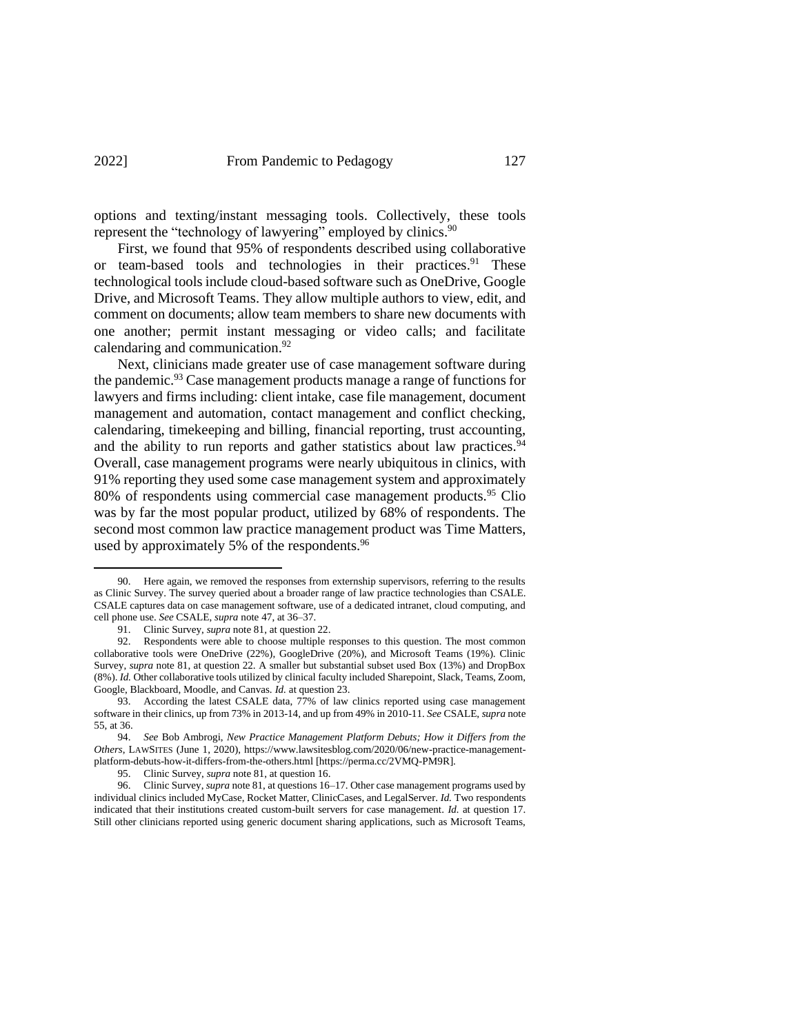options and texting/instant messaging tools. Collectively, these tools represent the "technology of lawyering" employed by clinics.[90]

First, we found that 95% of respondents described using collaborative or team-based tools and technologies in their practices.[91] These technological tools include cloud-based software such as OneDrive, Google Drive, and Microsoft Teams. They allow multiple authors to view, edit, and comment on documents; allow team members to share new documents with one another; permit instant messaging or video calls; and facilitate calendaring and communication.[92]

Next, clinicians made greater use of case management software during the pandemic.[93] Case management products manage a range of functions for lawyers and firms including: client intake, case file management, document management and automation, contact management and conflict checking, calendaring, timekeeping and billing, financial reporting, trust accounting, and the ability to run reports and gather statistics about law practices.[94] Overall, case management programs were nearly ubiquitous in clinics, with 91% reporting they used some case management system and approximately 80% of respondents using commercial case management products.[95] Clio was by far the most popular product, utilized by 68% of respondents. The second most common law practice management product was Time Matters, used by approximately 5% of the respondents.[96]

---

90. Here again, we removed the responses from externship supervisors, referring to the results as Clinic Survey. The survey queried about a broader range of law practice technologies than CSALE. CSALE captures data on case management software, use of a dedicated intranet, cloud computing, and cell phone use. *See* CSALE, *supra* note 47, at 36–37.

91. Clinic Survey, *supra* note 81, at question 22.

92. Respondents were able to choose multiple responses to this question. The most common collaborative tools were OneDrive (22%), GoogleDrive (20%), and Microsoft Teams (19%). Clinic Survey, *supra* note 81, at question 22. A smaller but substantial subset used Box (13%) and DropBox (8%). *Id.* Other collaborative tools utilized by clinical faculty included Sharepoint, Slack, Teams, Zoom, Google, Blackboard, Moodle, and Canvas. *Id.* at question 23.

93. According the latest CSALE data, 77% of law clinics reported using case management software in their clinics, up from 73% in 2013-14, and up from 49% in 2010-11. *See* CSALE, *supra* note 55, at 36.

94. *See* Bob Ambrogi, *New Practice Management Platform Debuts; How it Differs from the Others*, LAWSITES (June 1, 2020), https://www.lawsitesblog.com/2020/06/new-practice-management-platform-debuts-how-it-differs-from-the-others.html [https://perma.cc/2VMQ-PM9R].

95. Clinic Survey, *supra* note 81, at question 16.

96. Clinic Survey, *supra* note 81, at questions 16–17. Other case management programs used by individual clinics included MyCase, Rocket Matter, ClinicCases, and LegalServer. *Id.* Two respondents indicated that their institutions created custom-built servers for case management. *Id.* at question 17. Still other clinicians reported using generic document sharing applications, such as Microsoft Teams,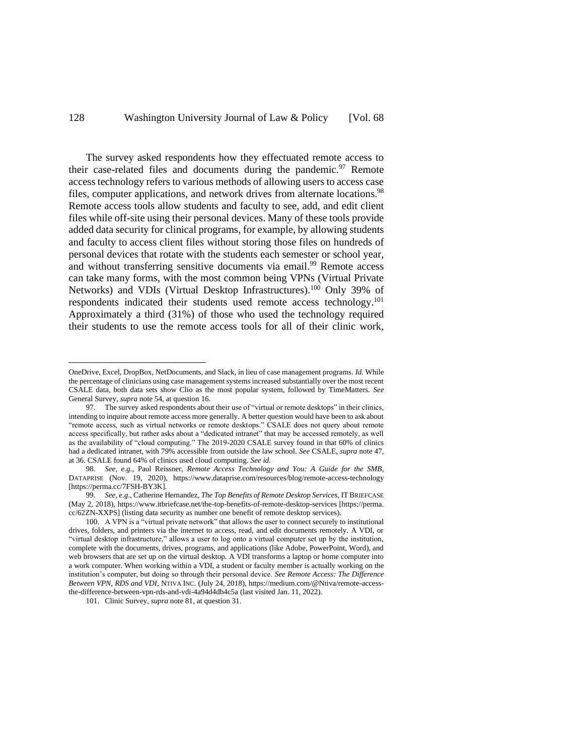The survey asked respondents how they effectuated remote access to their case-related files and documents during the pandemic.[97] Remote access technology refers to various methods of allowing users to access case files, computer applications, and network drives from alternate locations.[98] Remote access tools allow students and faculty to see, add, and edit client files while off-site using their personal devices. Many of these tools provide added data security for clinical programs, for example, by allowing students and faculty to access client files without storing those files on hundreds of personal devices that rotate with the students each semester or school year, and without transferring sensitive documents via email.[99] Remote access can take many forms, with the most common being VPNs (Virtual Private Networks) and VDIs (Virtual Desktop Infrastructures).[100] Only 39% of respondents indicated their students used remote access technology.[101] Approximately a third (31%) of those who used the technology required their students to use the remote access tools for all of their clinic work,

---

OneDrive, Excel, DropBox, NetDocuments, and Slack, in lieu of case management programs. *Id.* While the percentage of clinicians using case management systems increased substantially over the most recent CSALE data, both data sets show Clio as the most popular system, followed by TimeMatters. *See* General Survey, *supra* note 54, at question 16.

97. The survey asked respondents about their use of "virtual or remote desktops" in their clinics, intending to inquire about remote access more generally. A better question would have been to ask about "remote access, such as virtual networks or remote desktops." CSALE does not query about remote access specifically, but rather asks about a "dedicated intranet" that may be accessed remotely, as well as the availability of "cloud computing." The 2019-2020 CSALE survey found in that 60% of clinics had a dedicated intranet, with 79% accessible from outside the law school. *See* CSALE, *supra* note 47, at 36. CSALE found 64% of clinics used cloud computing. *See id.*

98. *See, e.g.*, Paul Reissner, *Remote Access Technology and You: A Guide for the SMB*, DATAPRISE (Nov. 19, 2020), https://www.dataprise.com/resources/blog/remote-access-technology [https://perma.cc/7FSH-BY3K].

99. *See, e.g.*, Catherine Hernandez, *The Top Benefits of Remote Desktop Services*, IT BRIEFCASE (May 2, 2018), https://www.itbriefcase.net/the-top-benefits-of-remote-desktop-services [https://perma.cc/62ZN-XXPS] (listing data security as number one benefit of remote desktop services).

100. A VPN is a "virtual private network" that allows the user to connect securely to institutional drives, folders, and printers via the internet to access, read, and edit documents remotely. A VDI, or "virtual desktop infrastructure," allows a user to log onto a virtual computer set up by the institution, complete with the documents, drives, programs, and applications (like Adobe, PowerPoint, Word), and web browsers that are set up on the virtual desktop. A VDI transforms a laptop or home computer into a work computer. When working within a VDI, a student or faculty member is actually working on the institution's computer, but doing so through their personal device. *See Remote Access: The Difference Between VPN, RDS and VDI*, NTIVA INC. (July 24, 2018), https://medium.com/@Ntiva/remote-access-the-difference-between-vpn-rds-and-vdi-4a94d4db4c5a (last visited Jan. 11, 2022).

101. Clinic Survey, *supra* note 81, at question 31.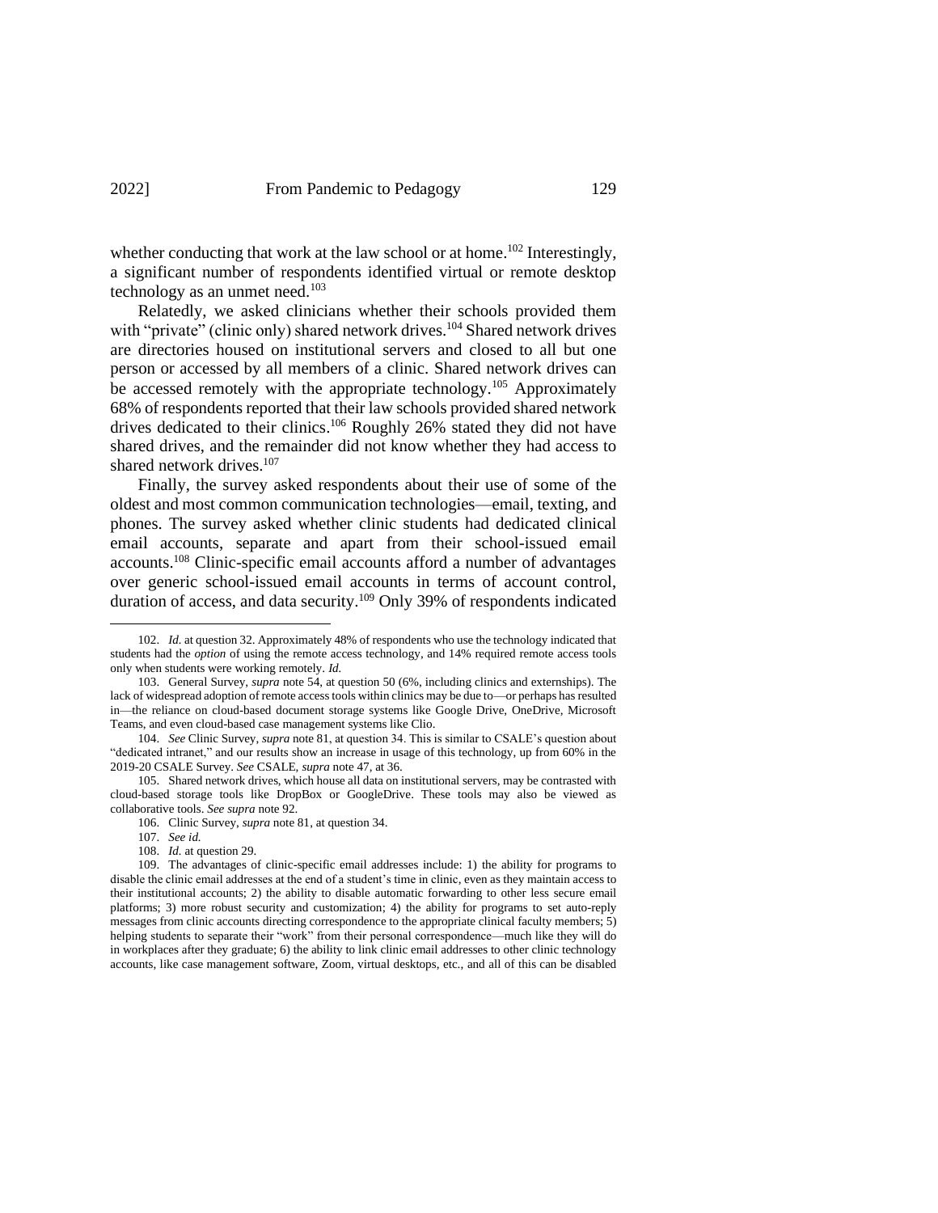whether conducting that work at the law school or at home.[102] Interestingly, a significant number of respondents identified virtual or remote desktop technology as an unmet need.[103]

Relatedly, we asked clinicians whether their schools provided them with "private" (clinic only) shared network drives.[104] Shared network drives are directories housed on institutional servers and closed to all but one person or accessed by all members of a clinic. Shared network drives can be accessed remotely with the appropriate technology.[105] Approximately 68% of respondents reported that their law schools provided shared network drives dedicated to their clinics.[106] Roughly 26% stated they did not have shared drives, and the remainder did not know whether they had access to shared network drives.[107]

Finally, the survey asked respondents about their use of some of the oldest and most common communication technologies—email, texting, and phones. The survey asked whether clinic students had dedicated clinical email accounts, separate and apart from their school-issued email accounts.[108] Clinic-specific email accounts afford a number of advantages over generic school-issued email accounts in terms of account control, duration of access, and data security.[109] Only 39% of respondents can be indicated

---

102. *Id.* at question 32. Approximately 48% of respondents who use the technology indicated that students had the *option* of using the remote access technology, and 14% required remote access tools only when students were working remotely. *Id.*

103. General Survey, *supra* note 54, at question 50 (6%, including clinics and externships). The lack of widespread adoption of remote access tools within clinics may be due to—or perhaps has resulted in—the reliance on cloud-based document storage systems like Google Drive, OneDrive, Microsoft Teams, and even cloud-based case management systems like Clio.

104. *See* Clinic Survey, *supra* note 81, at question 34. This is similar to CSALE's question about "dedicated intranet," and our results show an increase in usage of this technology, up from 60% in the 2019-20 CSALE Survey. *See* CSALE, *supra* note 47, at 36.

105. Shared network drives, which house all data on institutional servers, may be contrasted with cloud-based storage tools like DropBox or GoogleDrive. These tools may also be viewed as collaborative tools. *See supra* note 92.

106. Clinic Survey, *supra* note 81, at question 34.

107. *See id.*

108. *Id.* at question 29.

109. The advantages of clinic-specific email addresses include: 1) the ability for programs to disable the clinic email addresses at the end of a student's time in clinic, even as they maintain access to their institutional accounts; 2) the ability to disable automatic forwarding to other less secure email platforms; 3) more robust security and customization; 4) the ability for programs to set auto-reply messages from clinic accounts directing correspondence to the appropriate clinical faculty members; 5) helping students to separate their "work" from their personal correspondence—much like they will do in workplaces after they graduate; 6) the ability to link clinic email addresses to other clinic technology accounts, like case management software, Zoom, virtual desktops, etc., and all of this can be disabled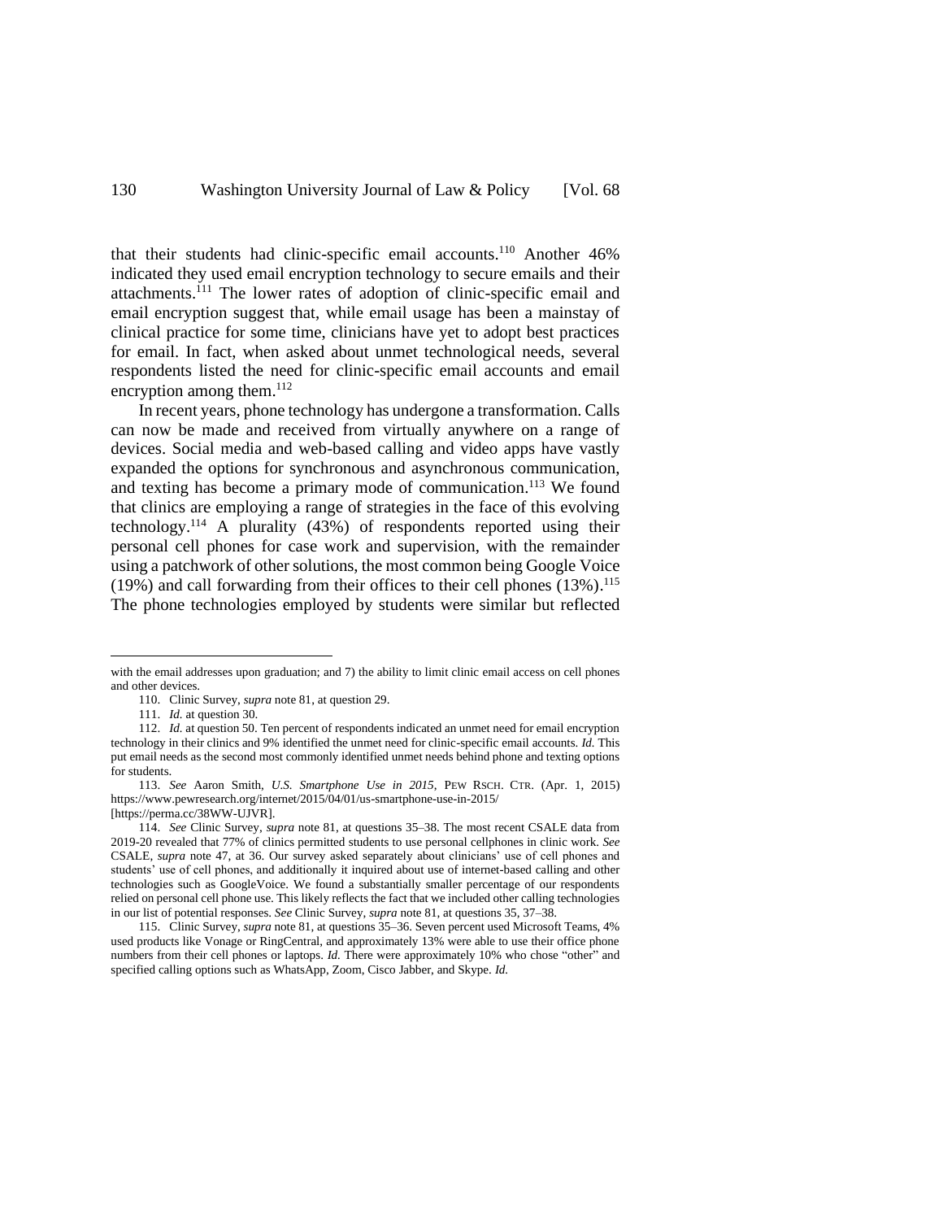that their students had clinic-specific email accounts.[110] Another 46% indicated they used email encryption technology to secure emails and their attachments.[111] The lower rates of adoption of clinic-specific email and email encryption suggest that, while email usage has been a mainstay of clinical practice for some time, clinicians have yet to adopt best practices for email. In fact, when asked about unmet technological needs, several respondents listed the need for clinic-specific email accounts and email encryption among them.[112]

In recent years, phone technology has undergone a transformation. Calls can now be made and received from virtually anywhere on a range of devices. Social media and web-based calling and video apps have vastly expanded the options for synchronous and asynchronous communication, and texting has become a primary mode of communication.[113] We found that clinics are employing a range of strategies in the face of this evolving technology.[114] A plurality (43%) of respondents reported using their personal cell phones for case work and supervision, with the remainder using a patchwork of other solutions, the most common being Google Voice (19%) and call forwarding from their offices to their cell phones (13%).[115] The phone technologies employed by students were similar but reflected

---

with the email addresses upon graduation; and 7) the ability to limit clinic email access on cell phones and other devices.

110. Clinic Survey, *supra* note 81, at question 29.

111. *Id.* at question 30.

112. *Id.* at question 50. Ten percent of respondents indicated an unmet need for email encryption technology in their clinics and 9% identified the unmet need for clinic-specific email accounts. *Id.* This put email needs as the second most commonly identified unmet needs behind phone and texting options for students.

113. *See* Aaron Smith, *U.S. Smartphone Use in 2015*, PEW RSCH. CTR. (Apr. 1, 2015) https://www.pewresearch.org/internet/2015/04/01/us-smartphone-use-in-2015/ [https://perma.cc/38WW-UJVR].

114. *See* Clinic Survey, *supra* note 81, at questions 35–38. The most recent CSALE data from 2019-20 revealed that 77% of clinics permitted students to use personal cellphones in clinic work. *See* CSALE, *supra* note 47, at 36. Our survey asked separately about clinicians' use of cell phones and students' use of cell phones, and additionally it inquired about use of internet-based calling and other technologies such as GoogleVoice. We found a substantially smaller percentage of our respondents relied on personal cell phone use. This likely reflects the fact that we included other calling technologies in our list of potential responses. *See* Clinic Survey, *supra* note 81, at questions 35, 37–38.

115. Clinic Survey, *supra* note 81, at questions 35–36. Seven percent used Microsoft Teams, 4% used products like Vonage or RingCentral, and approximately 13% were able to use their office phone numbers from their cell phones or laptops. *Id.* There were approximately 10% who chose "other" and specified calling options such as WhatsApp, Zoom, Cisco Jabber, and Skype. *Id.*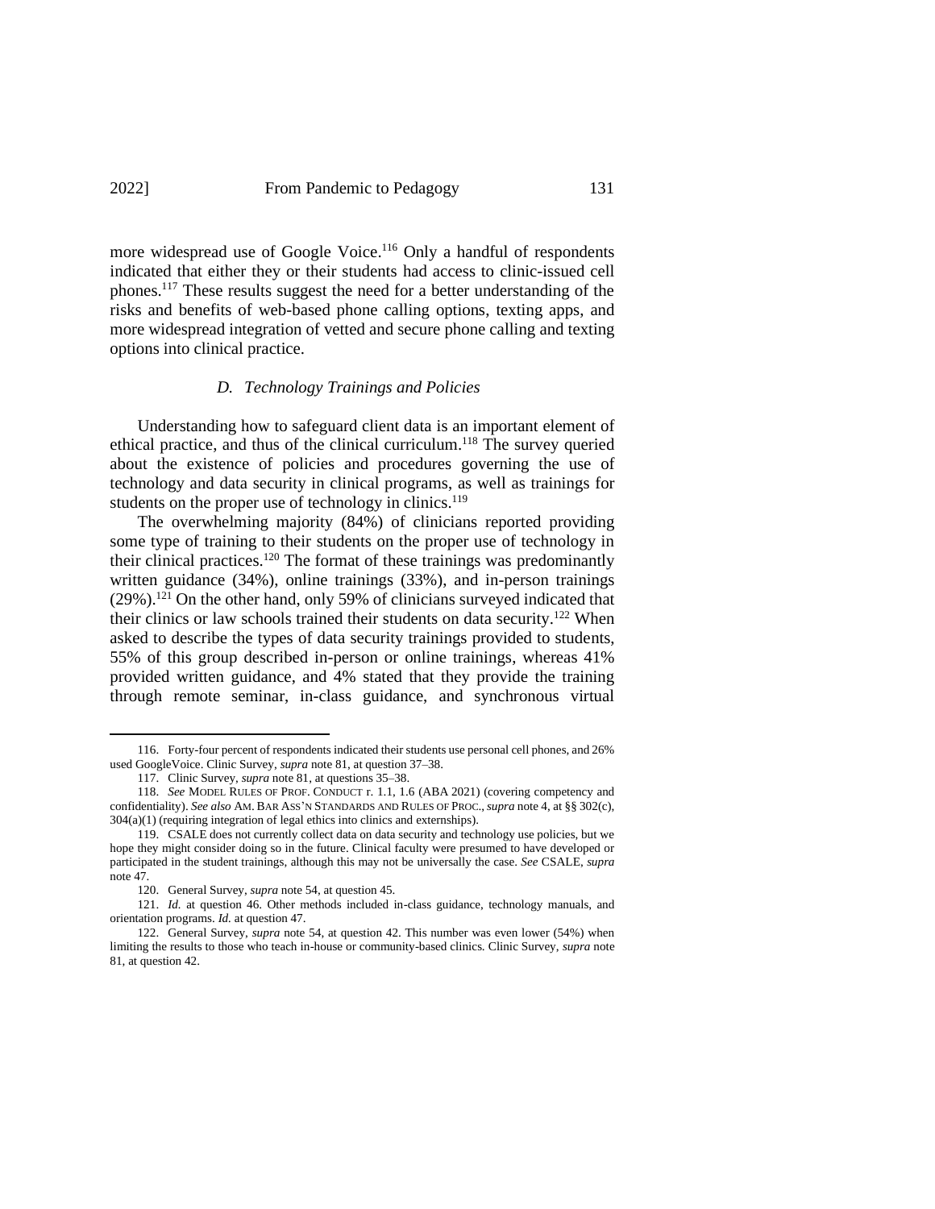more widespread use of Google Voice.[116] Only a handful of respondents indicated that either they or their students had access to clinic-issued cell phones.[117] These results suggest the need for a better understanding of the risks and benefits of web-based phone calling options, texting apps, and more widespread integration of vetted and secure phone calling and texting options into clinical practice.

### *D. Technology Trainings and Policies*

Understanding how to safeguard client data is an important element of ethical practice, and thus of the clinical curriculum.[118] The survey queried about the existence of policies and procedures governing the use of technology and data security in clinical programs, as well as trainings for students on the proper use of technology in clinics.[119]

The overwhelming majority (84%) of clinicians reported providing some type of training to their students on the proper use of technology in their clinical practices.[120] The format of these trainings was predominantly written guidance (34%), online trainings (33%), and in-person trainings (29%).[121] On the other hand, only 59% of clinicians surveyed indicated that their clinics or law schools trained their students on data security.[122] When asked to describe the types of data security trainings provided to students, 55% of this group described in-person or online trainings, whereas 41% provided written guidance, and 4% stated that they provide the training through remote seminar, in-class guidance, and synchronous virtual

---

116. Forty-four percent of respondents indicated their students use personal cell phones, and 26% used GoogleVoice. Clinic Survey, *supra* note 81, at question 37–38.

117. Clinic Survey, *supra* note 81, at questions 35–38.

118. *See* MODEL RULES OF PROF. CONDUCT r. 1.1, 1.6 (ABA 2021) (covering competency and confidentiality). *See also* AM. BAR ASS'N STANDARDS AND RULES OF PROC., *supra* note 4, at §§ 302(c), 304(a)(1) (requiring integration of legal ethics into clinics and externships).

119. CSALE does not currently collect data on data security and technology use policies, but we hope they might consider doing so in the future. Clinical faculty were presumed to have developed or participated in the student trainings, although this may not be universally the case. *See* CSALE, *supra* note 47.

120. General Survey, *supra* note 54, at question 45.

121. *Id.* at question 46. Other methods included in-class guidance, technology manuals, and orientation programs. *Id.* at question 47.

122. General Survey, *supra* note 54, at question 42. This number was even lower (54%) when limiting the results to those who teach in-house or community-based clinics. Clinic Survey, *supra* note 81, at question 42.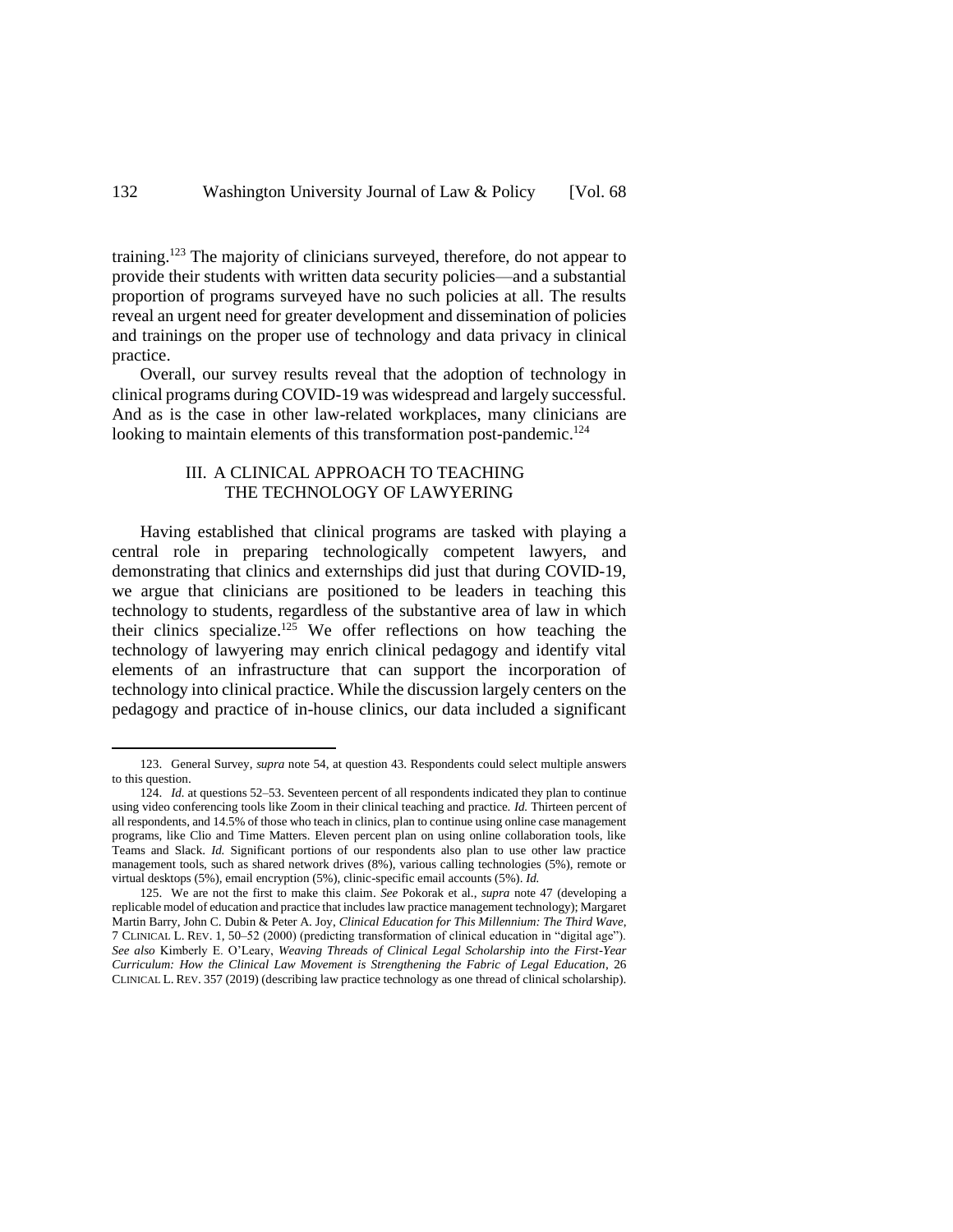training.[123] The majority of clinicians surveyed, therefore, do not appear to provide their students with written data security policies—and a substantial proportion of programs surveyed have no such policies at all. The results reveal an urgent need for greater development and dissemination of policies and trainings on the proper use of technology and data privacy in clinical practice.

Overall, our survey results reveal that the adoption of technology in clinical programs during COVID-19 was widespread and largely successful. And as is the case in other law-related workplaces, many clinicians are looking to maintain elements of this transformation post-pandemic.[124]

## III. A CLINICAL APPROACH TO TEACHING THE TECHNOLOGY OF LAWYERING

Having established that clinical programs are tasked with playing a central role in preparing technologically competent lawyers, and demonstrating that clinics and externships did just that during COVID-19, we argue that clinicians are positioned to be leaders in teaching this technology to students, regardless of the substantive area of law in which their clinics specialize.[125] We offer reflections on how teaching the technology of lawyering may enrich clinical pedagogy and identify vital elements of an infrastructure that can support the incorporation of technology into clinical practice. While the discussion largely centers on the pedagogy and practice of in-house clinics, our data included a significant

---

123. General Survey, *supra* note 54, at question 43. Respondents could select multiple answers to this question.

124. *Id.* at questions 52–53. Seventeen percent of all respondents indicated they plan to continue using video conferencing tools like Zoom in their clinical teaching and practice. *Id.* Thirteen percent of all respondents, and 14.5% of those who teach in clinics, plan to continue using online case management programs, like Clio and Time Matters. Eleven percent plan on using online collaboration tools, like Teams and Slack. *Id.* Significant portions of our respondents also plan to use other law practice management tools, such as shared network drives (8%), various calling technologies (5%), remote or virtual desktops (5%), email encryption (5%), clinic-specific email accounts (5%). *Id.*

125. We are not the first to make this claim. *See* Pokorak et al., *supra* note 47 (developing a replicable model of education and practice that includes law practice management technology); Margaret Martin Barry, John C. Dubin & Peter A. Joy, *Clinical Education for This Millennium: The Third Wave*, 7 CLINICAL L. REV. 1, 50–52 (2000) (predicting transformation of clinical education in "digital age"). *See also* Kimberly E. O'Leary, *Weaving Threads of Clinical Legal Scholarship into the First-Year Curriculum: How the Clinical Law Movement is Strengthening the Fabric of Legal Education*, 26 CLINICAL L. REV. 357 (2019) (describing law practice technology as one thread of clinical scholarship).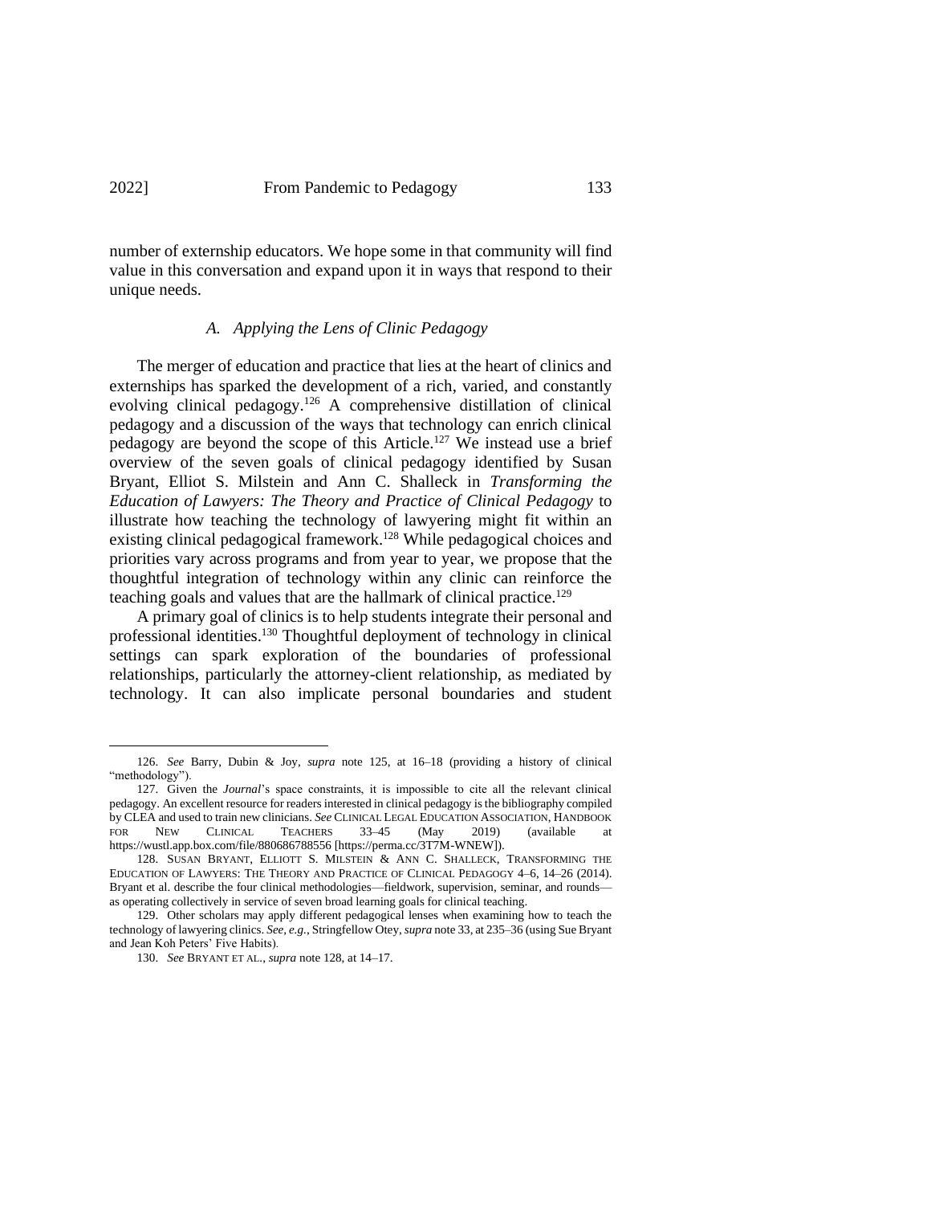number of externship educators. We hope some in that community will find value in this conversation and expand upon it in ways that respond to their unique needs.

### *A. Applying the Lens of Clinic Pedagogy*

The merger of education and practice that lies at the heart of clinics and externships has sparked the development of a rich, varied, and constantly evolving clinical pedagogy.[126] A comprehensive distillation of clinical pedagogy and a discussion of the ways that technology can enrich clinical pedagogy are beyond the scope of this Article.[127] We instead use a brief overview of the seven goals of clinical pedagogy identified by Susan Bryant, Elliot S. Milstein and Ann C. Shalleck in *Transforming the Education of Lawyers: The Theory and Practice of Clinical Pedagogy* to illustrate how teaching the technology of lawyering might fit within an existing clinical pedagogical framework.[128] While pedagogical choices and priorities vary across programs and from year to year, we propose that the thoughtful integration of technology within any clinic can reinforce the teaching goals and values that are the hallmark of clinical practice.[129]

A primary goal of clinics is to help students integrate their personal and professional identities.[130] Thoughtful deployment of technology in clinical settings can spark exploration of the boundaries of professional relationships, particularly the attorney-client relationship, as mediated by technology. It can also implicate personal boundaries and student

---

126. *See* Barry, Dubin & Joy, *supra* note 125, at 16–18 (providing a history of clinical "methodology").

127. Given the *Journal*'s space constraints, it is impossible to cite all the relevant clinical pedagogy. An excellent resource for readers interested in clinical pedagogy is the bibliography compiled by CLEA and used to train new clinicians. *See* CLINICAL LEGAL EDUCATION ASSOCIATION, HANDBOOK FOR NEW CLINICAL TEACHERS 33–45 (May 2019) (available at https://wustl.app.box.com/file/880686788556 [https://perma.cc/3T7M-WNEW]).

128. SUSAN BRYANT, ELLIOTT S. MILSTEIN & ANN C. SHALLECK, TRANSFORMING THE EDUCATION OF LAWYERS: THE THEORY AND PRACTICE OF CLINICAL PEDAGOGY 4–6, 14–26 (2014). Bryant et al. describe the four clinical methodologies—fieldwork, supervision, seminar, and rounds—as operating collectively in service of seven broad learning goals for clinical teaching.

129. Other scholars may apply different pedagogical lenses when examining how to teach the technology of lawyering clinics. *See, e.g.*, Stringfellow Otey, *supra* note 33, at 235–36 (using Sue Bryant and Jean Koh Peters' Five Habits).

130. *See* BRYANT ET AL., *supra* note 128, at 14–17.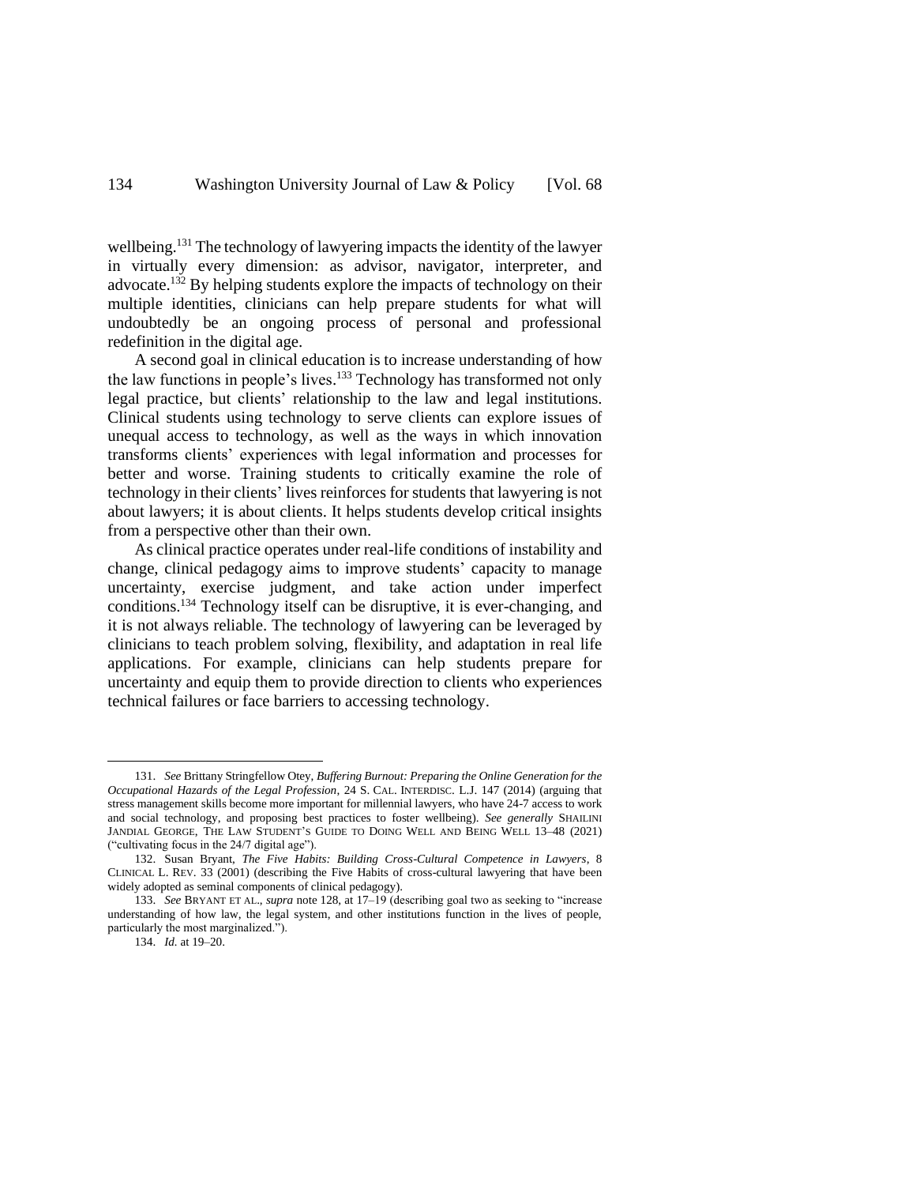wellbeing.[131] The technology of lawyering impacts the identity of the lawyer in virtually every dimension: as advisor, navigator, interpreter, and advocate.[132] By helping students explore the impacts of technology on their multiple identities, clinicians can help prepare students for what will undoubtedly be an ongoing process of personal and professional redefinition in the digital age.

A second goal in clinical education is to increase understanding of how the law functions in people's lives.[133] Technology has transformed not only legal practice, but clients' relationship to the law and legal institutions. Clinical students using technology to serve clients can explore issues of unequal access to technology, as well as the ways in which innovation transforms clients' experiences with legal information and processes for better and worse. Training students to critically examine the role of technology in their clients' lives reinforces for students that lawyering is not about lawyers; it is about clients. It helps students develop critical insights from a perspective other than their own.

As clinical practice operates under real-life conditions of instability and change, clinical pedagogy aims to improve students' capacity to manage uncertainty, exercise judgment, and take action under imperfect conditions.[134] Technology itself can be disruptive, it is ever-changing, and it is not always reliable. The technology of lawyering can be leveraged by clinicians to teach problem solving, flexibility, and adaptation in real life applications. For example, clinicians can help students prepare for uncertainty and equip them to provide direction to clients who experiences technical failures or face barriers to accessing technology.

---

131. *See* Brittany Stringfellow Otey, *Buffering Burnout: Preparing the Online Generation for the Occupational Hazards of the Legal Profession*, 24 S. CAL. INTERDISC. L.J. 147 (2014) (arguing that stress management skills become more important for millennial lawyers, who have 24-7 access to work and social technology, and proposing best practices to foster wellbeing). *See generally* SHAILINI JANDIAL GEORGE, THE LAW STUDENT'S GUIDE TO DOING WELL AND BEING WELL 13–48 (2021) ("cultivating focus in the 24/7 digital age").

132. Susan Bryant, *The Five Habits: Building Cross-Cultural Competence in Lawyers*, 8 CLINICAL L. REV. 33 (2001) (describing the Five Habits of cross-cultural lawyering that have been widely adopted as seminal components of clinical pedagogy).

133. *See* BRYANT ET AL., *supra* note 128, at 17–19 (describing goal two as seeking to "increase understanding of how law, the legal system, and other institutions function in the lives of people, particularly the most marginalized.").

134. *Id.* at 19–20.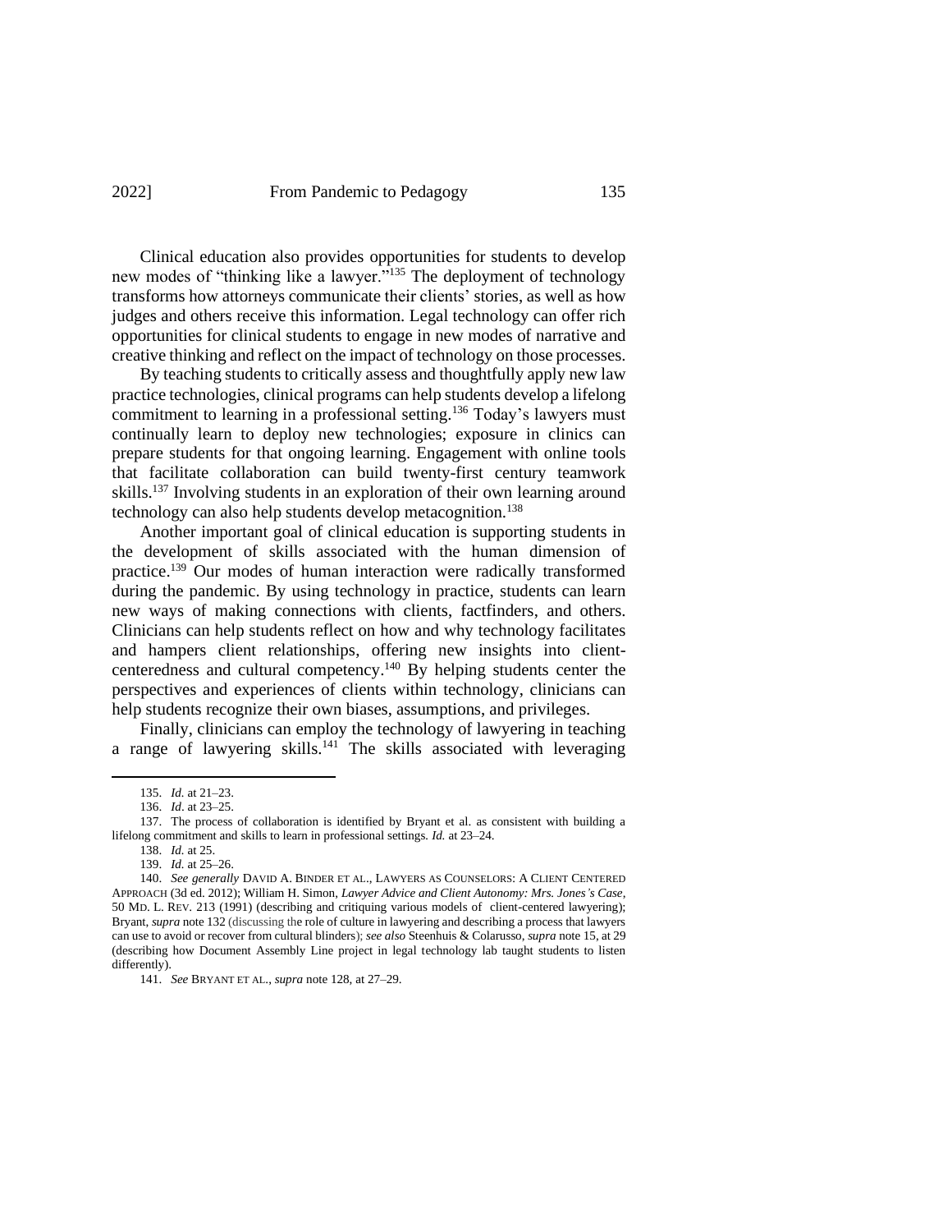Clinical education also provides opportunities for students to develop new modes of "thinking like a lawyer."[135] The deployment of technology transforms how attorneys communicate their clients' stories, as well as how judges and others receive this information. Legal technology can offer rich opportunities for clinical students to engage in new modes of narrative and creative thinking and reflect on the impact of technology on those processes.

By teaching students to critically assess and thoughtfully apply new law practice technologies, clinical programs can help students develop a lifelong commitment to learning in a professional setting.[136] Today's lawyers must continually learn to deploy new technologies; exposure in clinics can prepare students for that ongoing learning. Engagement with online tools that facilitate collaboration can build twenty-first century teamwork skills.[137] Involving students in an exploration of their own learning around technology can also help students develop metacognition.[138]

Another important goal of clinical education is supporting students in the development of skills associated with the human dimension of practice.[139] Our modes of human interaction were radically transformed during the pandemic. By using technology in practice, students can learn new ways of making connections with clients, factfinders, and others. Clinicians can help students reflect on how and why technology facilitates and hampers client relationships, offering new insights into client-centeredness and cultural competency.[140] By helping students center the perspectives and experiences of clients within technology, clinicians can help students recognize their own biases, assumptions, and privileges.

Finally, clinicians can employ the technology of lawyering in teaching a range of lawyering skills.[141] The skills associated with leveraging

---

135. *Id.* at 21–23.

136. *Id*. at 23–25.

137. The process of collaboration is identified by Bryant et al. as consistent with building a lifelong commitment and skills to learn in professional settings. *Id.* at 23–24.

138. *Id.* at 25.

139. *Id.* at 25–26.

140. *See generally* DAVID A. BINDER ET AL., LAWYERS AS COUNSELORS: A CLIENT CENTERED APPROACH (3d ed. 2012); William H. Simon, *Lawyer Advice and Client Autonomy: Mrs. Jones's Case*, 50 MD. L. REV. 213 (1991) (describing and critiquing various models of client-centered lawyering); Bryant, *supra* note 132 (discussing the role of culture in lawyering and describing a process that lawyers can use to avoid or recover from cultural blinders); *see also* Steenhuis & Colarusso, *supra* note 15, at 29 (describing how Document Assembly Line project in legal technology lab taught students to listen differently).

141. *See* BRYANT ET AL., *supra* note 128, at 27–29.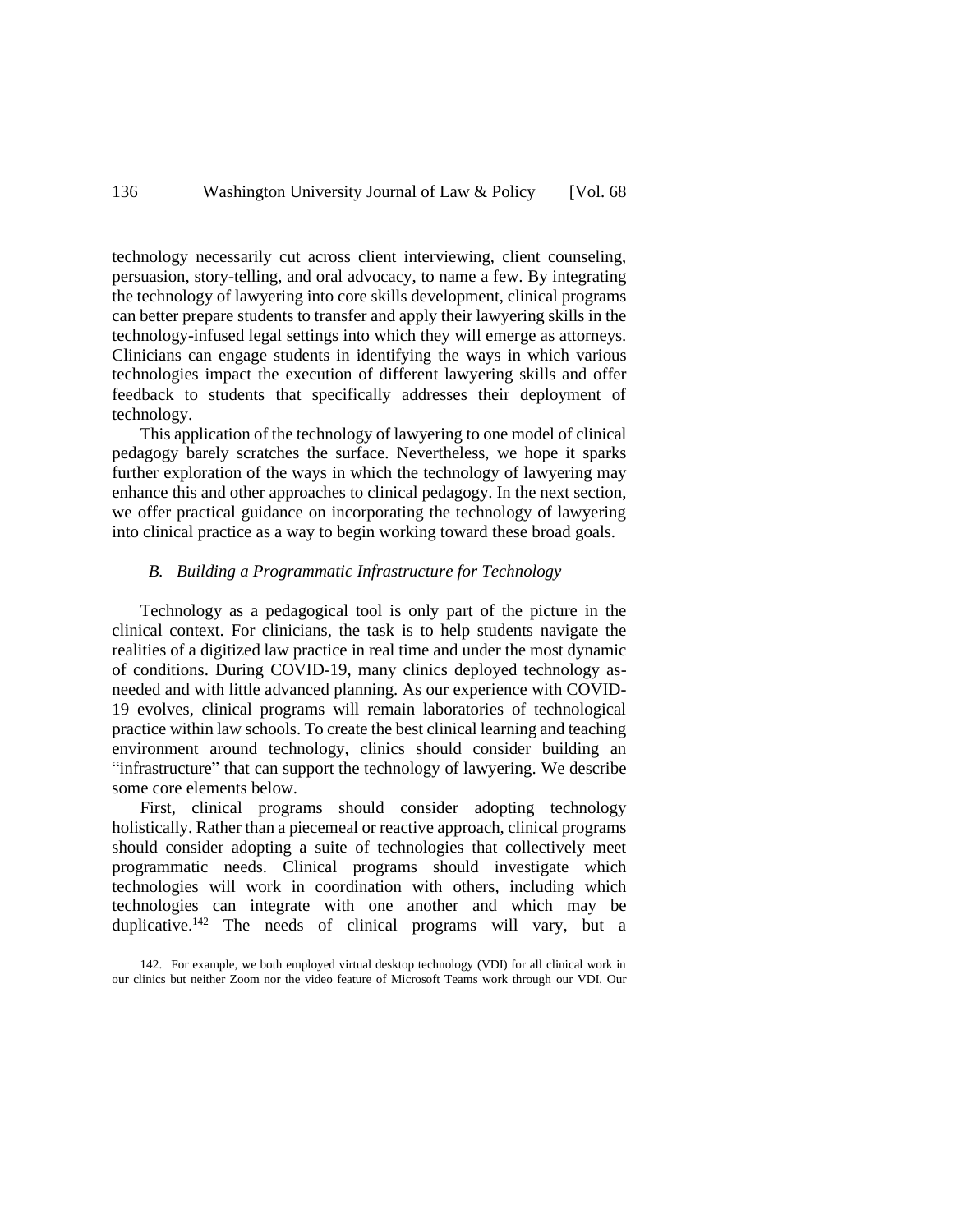technology necessarily cut across client interviewing, client counseling, persuasion, story-telling, and oral advocacy, to name a few. By integrating the technology of lawyering into core skills development, clinical programs can better prepare students to transfer and apply their lawyering skills in the technology-infused legal settings into which they will emerge as attorneys. Clinicians can engage students in identifying the ways in which various technologies impact the execution of different lawyering skills and offer feedback to students that specifically addresses their deployment of technology.

This application of the technology of lawyering to one model of clinical pedagogy barely scratches the surface. Nevertheless, we hope it sparks further exploration of the ways in which the technology of lawyering may enhance this and other approaches to clinical pedagogy. In the next section, we offer practical guidance on incorporating the technology of lawyering into clinical practice as a way to begin working toward these broad goals.

### *B. Building a Programmatic Infrastructure for Technology*

Technology as a pedagogical tool is only part of the picture in the clinical context. For clinicians, the task is to help students navigate the realities of a digitized law practice in real time and under the most dynamic of conditions. During COVID-19, many clinics deployed technology as-needed and with little advanced planning. As our experience with COVID-19 evolves, clinical programs will remain laboratories of technological practice within law schools. To create the best clinical learning and teaching environment around technology, clinics should consider building an "infrastructure" that can support the technology of lawyering. We describe some core elements below.

First, clinical programs should consider adopting technology holistically. Rather than a piecemeal or reactive approach, clinical programs should consider adopting a suite of technologies that collectively meet programmatic needs. Clinical programs should investigate which technologies will work in coordination with others, including which technologies can integrate with one another and which may be duplicative.[142] The needs of clinical programs will vary, but a

142. For example, we both employed virtual desktop technology (VDI) for all clinical work in our clinics but neither Zoom nor the video feature of Microsoft Teams work through our VDI. Our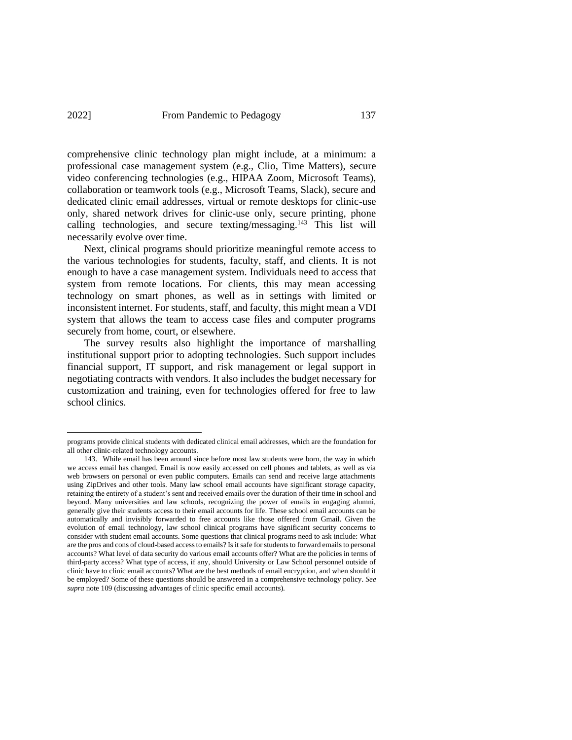comprehensive clinic technology plan might include, at a minimum: a professional case management system (e.g., Clio, Time Matters), secure video conferencing technologies (e.g., HIPAA Zoom, Microsoft Teams), collaboration or teamwork tools (e.g., Microsoft Teams, Slack), secure and dedicated clinic email addresses, virtual or remote desktops for clinic-use only, shared network drives for clinic-use only, secure printing, phone calling technologies, and secure texting/messaging.[143] This list will necessarily evolve over time.

Next, clinical programs should prioritize meaningful remote access to the various technologies for students, faculty, staff, and clients. It is not enough to have a case management system. Individuals need to access that system from remote locations. For clients, this may mean accessing technology on smart phones, as well as in settings with limited or inconsistent internet. For students, staff, and faculty, this might mean a VDI system that allows the team to access case files and computer programs securely from home, court, or elsewhere.

The survey results also highlight the importance of marshalling institutional support prior to adopting technologies. Such support includes financial support, IT support, and risk management or legal support in negotiating contracts with vendors. It also includes the budget necessary for customization and training, even for technologies offered for free to law school clinics.

---

programs provide clinical students with dedicated clinical email addresses, which are the foundation for all other clinic-related technology accounts.

143. While email has been around since before most law students were born, the way in which we access email has changed. Email is now easily accessed on cell phones and tablets, as well as via web browsers on personal or even public computers. Emails can send and receive large attachments using ZipDrives and other tools. Many law school email accounts have significant storage capacity, retaining the entirety of a student's sent and received emails over the duration of their time in school and beyond. Many universities and law schools, recognizing the power of emails in engaging alumni, generally give their students access to their email accounts for life. These school email accounts can be automatically and invisibly forwarded to free accounts like those offered from Gmail. Given the evolution of email technology, law school clinical programs have significant security concerns to consider with student email accounts. Some questions that clinical programs need to ask include: What are the pros and cons of cloud-based access to emails? Is it safe for students to forward emails to personal accounts? What level of data security do various email accounts offer? What are the policies in terms of third-party access? What type of access, if any, should University or Law School personnel outside of clinic have to clinic email accounts? What are the best methods of email encryption, and when should it be employed? Some of these questions should be answered in a comprehensive technology policy. *See supra* note 109 (discussing advantages of clinic specific email accounts).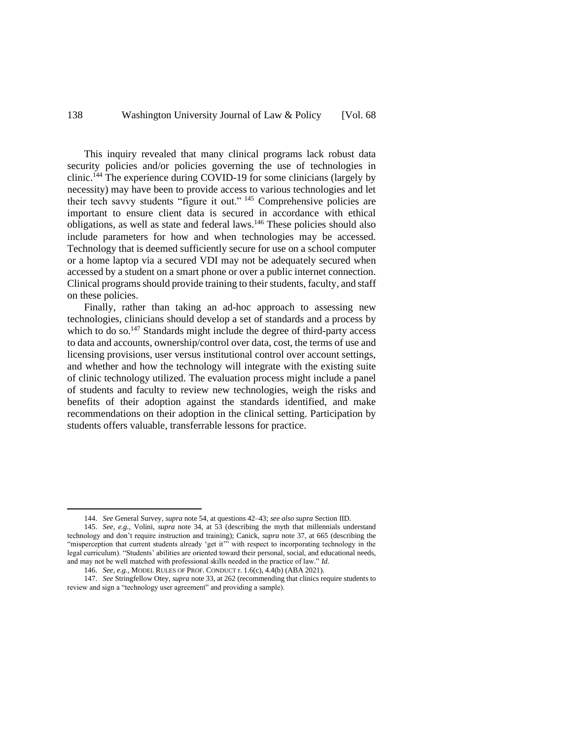This inquiry revealed that many clinical programs lack robust data security policies and/or policies governing the use of technologies in clinic.[144] The experience during COVID-19 for some clinicians (largely by necessity) may have been to provide access to various technologies and let their tech savvy students "figure it out." [145] Comprehensive policies are important to ensure client data is secured in accordance with ethical obligations, as well as state and federal laws.[146] These policies should also include parameters for how and when technologies may be accessed. Technology that is deemed sufficiently secure for use on a school computer or a home laptop via a secured VDI may not be adequately secured when accessed by a student on a smart phone or over a public internet connection. Clinical programs should provide training to their students, faculty, and staff on these policies.

Finally, rather than taking an ad-hoc approach to assessing new technologies, clinicians should develop a set of standards and a process by which to do so.[147] Standards might include the degree of third-party access to data and accounts, ownership/control over data, cost, the terms of use and licensing provisions, user versus institutional control over account settings, and whether and how the technology will integrate with the existing suite of clinic technology utilized. The evaluation process might include a panel of students and faculty to review new technologies, weigh the risks and benefits of their adoption against the standards identified, and make recommendations on their adoption in the clinical setting. Participation by students offers valuable, transferrable lessons for practice.

---

144. *See* General Survey, *supra* note 54, at questions 42–43; *see also supra* Section IID.

145. *See, e.g.*, Volini, *supra* note 34, at 53 (describing the myth that millennials understand technology and don't require instruction and training); Canick, *supra* note 37, at 665 (describing the "misperception that current students already 'get it'" with respect to incorporating technology in the legal curriculum). "Students' abilities are oriented toward their personal, social, and educational needs, and may not be well matched with professional skills needed in the practice of law." *Id.*

146. *See, e.g.*, MODEL RULES OF PROF. CONDUCT r. 1.6(c), 4.4(b) (ABA 2021).

147. *See* Stringfellow Otey, *supra* note 33, at 262 (recommending that clinics require students to review and sign a "technology user agreement" and providing a sample).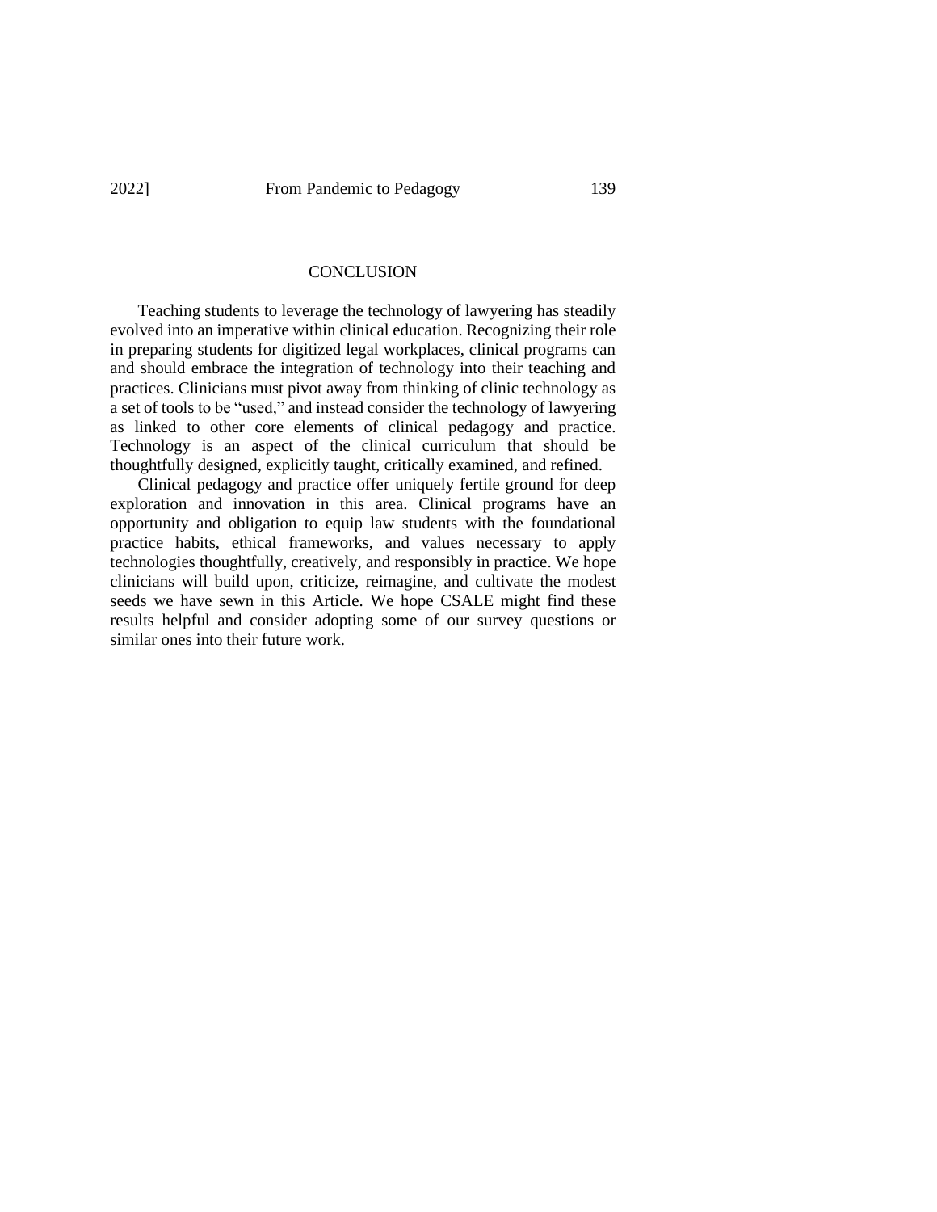## CONCLUSION

Teaching students to leverage the technology of lawyering has steadily evolved into an imperative within clinical education. Recognizing their role in preparing students for digitized legal workplaces, clinical programs can and should embrace the integration of technology into their teaching and practices. Clinicians must pivot away from thinking of clinic technology as a set of tools to be "used," and instead consider the technology of lawyering as linked to other core elements of clinical pedagogy and practice. Technology is an aspect of the clinical curriculum that should be thoughtfully designed, explicitly taught, critically examined, and refined.

Clinical pedagogy and practice offer uniquely fertile ground for deep exploration and innovation in this area. Clinical programs have an opportunity and obligation to equip law students with the foundational practice habits, ethical frameworks, and values necessary to apply technologies thoughtfully, creatively, and responsibly in practice. We hope clinicians will build upon, criticize, reimagine, and cultivate the modest seeds we have sewn in this Article. We hope CSALE might find these results helpful and consider adopting some of our survey questions or similar ones into their future work.